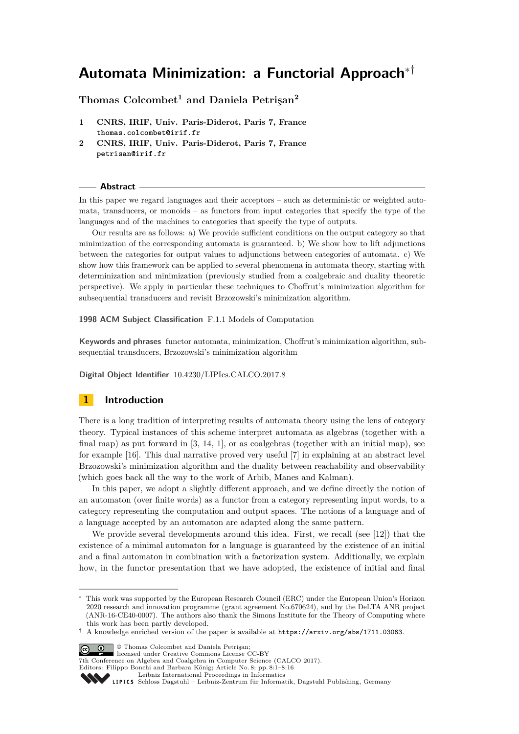# Automata Minimization: a Functorial Approach*†

**Thomas Colcombet[1] and Daniela Petrişan[2]**

**1** **CNRS, IRIF, Univ. Paris-Diderot, Paris 7, France**
`thomas.colcombet@irif.fr`

**2** **CNRS, IRIF, Univ. Paris-Diderot, Paris 7, France**
`petrisan@irif.fr`

## Abstract

In this paper we regard languages and their acceptors – such as deterministic or weighted automata, transducers, or monoids – as functors from input categories that specify the type of the languages and of the machines to categories that specify the type of outputs.

Our results are as follows: a) We provide sufficient conditions on the output category so that minimization of the corresponding automata is guaranteed. b) We show how to lift adjunctions between the categories for output values to adjunctions between categories of automata. c) We show how this framework can be applied to several phenomena in automata theory, starting with determinization and minimization (previously studied from a coalgebraic and duality theoretic perspective). We apply in particular these techniques to Choffrut's minimization algorithm for subsequential transducers and revisit Brzozowski's minimization algorithm.

**1998 ACM Subject Classification** F.1.1 Models of Computation

**Keywords and phrases** functor automata, minimization, Choffrut's minimization algorithm, subsequential transducers, Brzozowski's minimization algorithm

**Digital Object Identifier** 10.4230/LIPIcs.CALCO.2017.8

## 1 Introduction

There is a long tradition of interpreting results of automata theory using the lens of category theory. Typical instances of this scheme interpret automata as algebras (together with a final map) as put forward in [3, 14, 1], or as coalgebras (together with an initial map), see for example [16]. This dual narrative proved very useful [7] in explaining at an abstract level Brzozowski's minimization algorithm and the duality between reachability and observability (which goes back all the way to the work of Arbib, Manes and Kalman).

In this paper, we adopt a slightly different approach, and we define directly the notion of an automaton (over finite words) as a functor from a category representing input words, to a category representing the computation and output spaces. The notions of a language and of a language accepted by an automaton are adapted along the same pattern.

We provide several developments around this idea. First, we recall (see [12]) that the existence of a minimal automaton for a language is guaranteed by the existence of an initial and a final automaton in combination with a factorization system. Additionally, we explain how, in the functor presentation that we have adopted, the existence of initial and final

---

\* This work was supported by the European Research Council (ERC) under the European Union's Horizon 2020 research and innovation programme (grant agreement No.670624), and by the DeLTA ANR project (ANR-16-CE40-0007). The authors also thank the Simons Institute for the Theory of Computing where this work has been partly developed.

† A knowledge enriched version of the paper is available at `https://arxiv.org/abs/1711.03063`.

© Thomas Colcombet and Daniela Petrişan;
licensed under Creative Commons License CC-BY
7th Conference on Algebra and Coalgebra in Computer Science (CALCO 2017).
Editors: Filippo Bonchi and Barbara König; Article No. 8; pp. 8:1–8:16
Leibniz International Proceedings in Informatics
LIPICS Schloss Dagstuhl – Leibniz-Zentrum für Informatik, Dagstuhl Publishing, Germany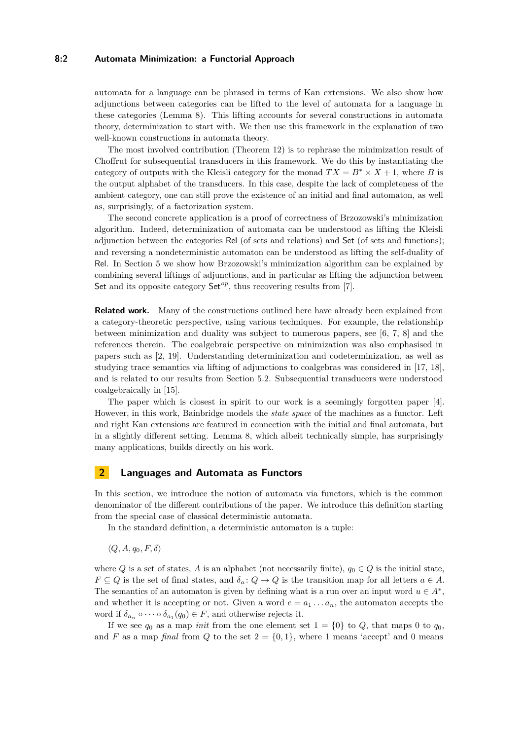automata for a language can be phrased in terms of Kan extensions. We also show how adjunctions between categories can be lifted to the level of automata for a language in these categories (Lemma 8). This lifting accounts for several constructions in automata theory, determinization to start with. We then use this framework in the explanation of two well-known constructions in automata theory.

The most involved contribution (Theorem 12) is to rephrase the minimization result of Choffrut for subsequential transducers in this framework. We do this by instantiating the category of outputs with the Kleisli category for the monad $TX = B^* \times X + 1$, where $B$ is the output alphabet of the transducers. In this case, despite the lack of completeness of the ambient category, one can still prove the existence of an initial and final automaton, as well as, surprisingly, of a factorization system.

The second concrete application is a proof of correctness of Brzozowski's minimization algorithm. Indeed, determinization of automata can be understood as lifting the Kleisli adjunction between the categories $\mathsf{Rel}$ (of sets and relations) and $\mathsf{Set}$ (of sets and functions); and reversing a nondeterministic automaton can be understood as lifting the self-duality of $\mathsf{Rel}$. In Section 5 we show how Brzozowski's minimization algorithm can be explained by combining several liftings of adjunctions, and in particular as lifting the adjunction between $\mathsf{Set}$ and its opposite category $\mathsf{Set}^{op}$, thus recovering results from [7].

**Related work.** Many of the constructions outlined here have already been explained from a category-theoretic perspective, using various techniques. For example, the relationship between minimization and duality was subject to numerous papers, see [6, 7, 8] and the references therein. The coalgebraic perspective on minimization was also emphasised in papers such as [2, 19]. Understanding determinization and codeterminization, as well as studying trace semantics via lifting of adjunctions to coalgebras was considered in [17, 18], and is related to our results from Section 5.2. Subsequential transducers were understood coalgebraically in [15].

The paper which is closest in spirit to our work is a seemingly forgotten paper [4]. However, in this work, Bainbridge models the *state space* of the machines as a functor. Left and right Kan extensions are featured in connection with the initial and final automata, but in a slightly different setting. Lemma 8, which albeit technically simple, has surprisingly many applications, builds directly on his work.

## 2 Languages and Automata as Functors

In this section, we introduce the notion of automata via functors, which is the common denominator of the different contributions of the paper. We introduce this definition starting from the special case of classical deterministic automata.

In the standard definition, a deterministic automaton is a tuple:

$$\langle Q, A, q_0, F, \delta \rangle$$

where $Q$ is a set of states, $A$ is an alphabet (not necessarily finite), $q_0 \in Q$ is the initial state, $F \subseteq Q$ is the set of final states, and $\delta_a \colon Q \to Q$ is the transition map for all letters $a \in A$. The semantics of an automaton is given by defining what is a run over an input word $u \in A^*$, and whether it is accepting or not. Given a word $e = a_1 \ldots a_n$, the automaton accepts the word if $\delta_{a_n} \circ \cdots \circ \delta_{a_1}(q_0) \in F$, and otherwise rejects it.

If we see $q_0$ as a map *init* from the one element set $1 = \{0\}$ to $Q$, that maps $0$ to $q_0$, and $F$ as a map *final* from $Q$ to the set $2 = \{0, 1\}$, where $1$ means 'accept' and $0$ means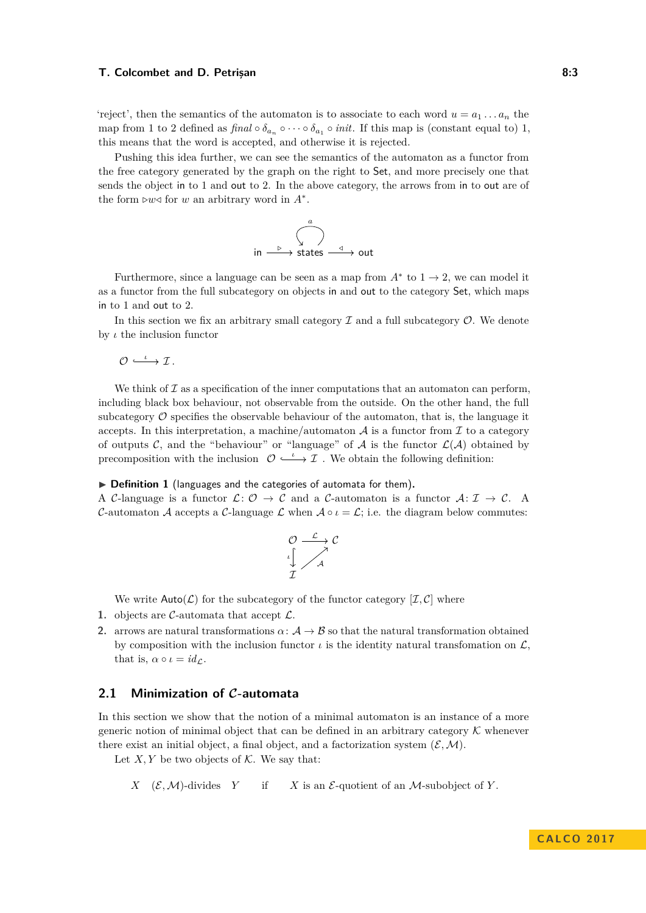'reject', then the semantics of the automaton is to associate to each word $u = a_1 \dots a_n$ the map from 1 to 2 defined as $\mathit{final} \circ \delta_{a_n} \circ \dots \circ \delta_{a_1} \circ \mathit{init}$. If this map is (constant equal to) 1, this means that the word is accepted, and otherwise it is rejected.

Pushing this idea further, we can see the semantics of the automaton as a functor from the free category generated by the graph on the right to Set, and more precisely one that sends the object in to 1 and out to 2. In the above category, the arrows from in to out are of the form $\triangleright w \triangleleft$ for $w$ an arbitrary word in $A^*$.

$$\mathsf{in} \xrightarrow{\triangleright} \mathsf{states} \xrightarrow{\triangleleft} \mathsf{out} \qquad (\text{with a loop } a \text{ on } \mathsf{states})$$

Furthermore, since a language can be seen as a map from $A^*$ to $1 \to 2$, we can model it as a functor from the full subcategory on objects in and out to the category Set, which maps in to 1 and out to 2.

In this section we fix an arbitrary small category $\mathcal{I}$ and a full subcategory $\mathcal{O}$. We denote by $\iota$ the inclusion functor

$$\mathcal{O} \xhookrightarrow{\iota} \mathcal{I}\,.$$

We think of $\mathcal{I}$ as a specification of the inner computations that an automaton can perform, including black box behaviour, not observable from the outside. On the other hand, the full subcategory $\mathcal{O}$ specifies the observable behaviour of the automaton, that is, the language it accepts. In this interpretation, a machine/automaton $\mathcal{A}$ is a functor from $\mathcal{I}$ to a category of outputs $\mathcal{C}$, and the "behaviour" or "language" of $\mathcal{A}$ is the functor $\mathcal{L}(\mathcal{A})$ obtained by precomposition with the inclusion $\mathcal{O} \xhookrightarrow{\iota} \mathcal{I}$. We obtain the following definition:

▶ **Definition 1** (languages and the categories of automata for them). A $\mathcal{C}$-language is a functor $\mathcal{L}\colon \mathcal{O} \to \mathcal{C}$ and a $\mathcal{C}$-automaton is a functor $\mathcal{A}\colon \mathcal{I} \to \mathcal{C}$. A $\mathcal{C}$-automaton $\mathcal{A}$ accepts a $\mathcal{C}$-language $\mathcal{L}$ when $\mathcal{A} \circ \iota = \mathcal{L}$; i.e. the diagram below commutes:

$$\begin{array}{ccc} \mathcal{O} & \xrightarrow{\mathcal{L}} & \mathcal{C} \\ {\scriptstyle\iota}\big\downarrow & \nearrow_{\mathcal{A}} & \\ \mathcal{I} & & \end{array}$$

We write $\mathsf{Auto}(\mathcal{L})$ for the subcategory of the functor category $[\mathcal{I}, \mathcal{C}]$ where

1. objects are $\mathcal{C}$-automata that accept $\mathcal{L}$.
2. arrows are natural transformations $\alpha\colon \mathcal{A} \to \mathcal{B}$ so that the natural transformation obtained by composition with the inclusion functor $\iota$ is the identity natural transfomation on $\mathcal{L}$, that is, $\alpha \circ \iota = id_{\mathcal{L}}$.

## 2.1 Minimization of $\mathcal{C}$-automata

In this section we show that the notion of a minimal automaton is an instance of a more generic notion of minimal object that can be defined in an arbitrary category $\mathcal{K}$ whenever there exist an initial object, a final object, and a factorization system $(\mathcal{E}, \mathcal{M})$.

Let $X, Y$ be two objects of $\mathcal{K}$. We say that:

$X \quad (\mathcal{E}, \mathcal{M})$-divides $\quad Y \qquad$ if $\qquad X$ is an $\mathcal{E}$-quotient of an $\mathcal{M}$-subobject of $Y$.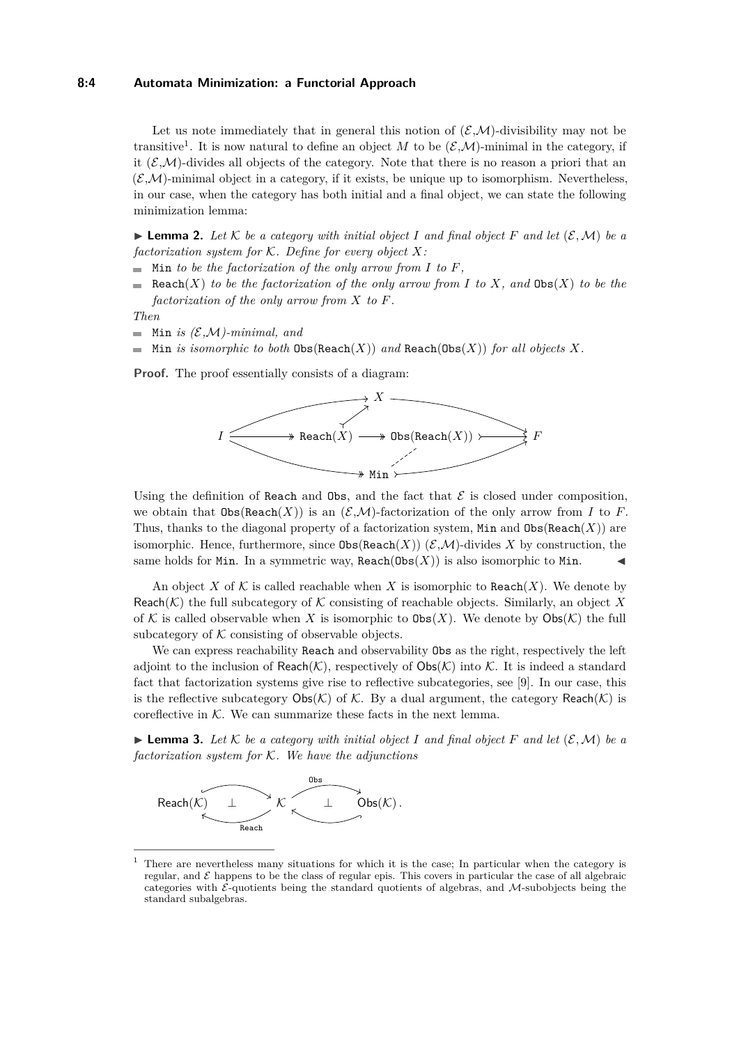Let us note immediately that in general this notion of $(\mathcal{E},\mathcal{M})$-divisibility may not be transitive[1]. It is now natural to define an object $M$ to be $(\mathcal{E},\mathcal{M})$-minimal in the category, if it $(\mathcal{E},\mathcal{M})$-divides all objects of the category. Note that there is no reason a priori that an $(\mathcal{E},\mathcal{M})$-minimal object in a category, if it exists, be unique up to isomorphism. Nevertheless, in our case, when the category has both initial and a final object, we can state the following minimization lemma:

▶ **Lemma 2.** *Let $\mathcal{K}$ be a category with initial object $I$ and final object $F$ and let $(\mathcal{E},\mathcal{M})$ be a factorization system for $\mathcal{K}$. Define for every object $X$:*

- $\mathtt{Min}$ *to be the factorization of the only arrow from $I$ to $F$,*
- $\mathtt{Reach}(X)$ *to be the factorization of the only arrow from $I$ to $X$, and $\mathtt{Obs}(X)$ to be the factorization of the only arrow from $X$ to $F$.*

*Then*

- $\mathtt{Min}$ *is $(\mathcal{E},\mathcal{M})$-minimal, and*
- $\mathtt{Min}$ *is isomorphic to both $\mathtt{Obs}(\mathtt{Reach}(X))$ and $\mathtt{Reach}(\mathtt{Obs}(X))$ for all objects $X$.*

**Proof.** The proof essentially consists of a diagram:

$$
\begin{array}{c}
I \twoheadrightarrow \mathtt{Reach}(X) \twoheadrightarrow \mathtt{Obs}(\mathtt{Reach}(X)) \rightarrowtail F \\
I \to X \to F, \quad \mathtt{Reach}(X) \rightarrowtail X, \quad I \twoheadrightarrow \mathtt{Min} \rightarrowtail F, \quad \mathtt{Min} \dashrightarrow \mathtt{Obs}(\mathtt{Reach}(X))
\end{array}
$$

Using the definition of $\mathtt{Reach}$ and $\mathtt{Obs}$, and the fact that $\mathcal{E}$ is closed under composition, we obtain that $\mathtt{Obs}(\mathtt{Reach}(X))$ is an $(\mathcal{E},\mathcal{M})$-factorization of the only arrow from $I$ to $F$. Thus, thanks to the diagonal property of a factorization system, $\mathtt{Min}$ and $\mathtt{Obs}(\mathtt{Reach}(X))$ are isomorphic. Hence, furthermore, since $\mathtt{Obs}(\mathtt{Reach}(X))$ $(\mathcal{E},\mathcal{M})$-divides $X$ by construction, the same holds for $\mathtt{Min}$. In a symmetric way, $\mathtt{Reach}(\mathtt{Obs}(X))$ is also isomorphic to $\mathtt{Min}$. ◀

An object $X$ of $\mathcal{K}$ is called reachable when $X$ is isomorphic to $\mathtt{Reach}(X)$. We denote by $\mathsf{Reach}(\mathcal{K})$ the full subcategory of $\mathcal{K}$ consisting of reachable objects. Similarly, an object $X$ of $\mathcal{K}$ is called observable when $X$ is isomorphic to $\mathtt{Obs}(X)$. We denote by $\mathsf{Obs}(\mathcal{K})$ the full subcategory of $\mathcal{K}$ consisting of observable objects.

We can express reachability $\mathtt{Reach}$ and observability $\mathtt{Obs}$ as the right, respectively the left adjoint to the inclusion of $\mathsf{Reach}(\mathcal{K})$, respectively of $\mathsf{Obs}(\mathcal{K})$ into $\mathcal{K}$. It is indeed a standard fact that factorization systems give rise to reflective subcategories, see [9]. In our case, this is the reflective subcategory $\mathsf{Obs}(\mathcal{K})$ of $\mathcal{K}$. By a dual argument, the category $\mathsf{Reach}(\mathcal{K})$ is coreflective in $\mathcal{K}$. We can summarize these facts in the next lemma.

▶ **Lemma 3.** *Let $\mathcal{K}$ be a category with initial object $I$ and final object $F$ and let $(\mathcal{E},\mathcal{M})$ be a factorization system for $\mathcal{K}$. We have the adjunctions*

$$
\mathsf{Reach}(\mathcal{K}) \underset{\mathtt{Reach}}{\overset{}{\rightleftarrows}} \mathcal{K} \underset{}{\overset{\mathtt{Obs}}{\rightleftarrows}} \mathsf{Obs}(\mathcal{K}) \,.
$$

[1] There are nevertheless many situations for which it is the case; In particular when the category is regular, and $\mathcal{E}$ happens to be the class of regular epis. This covers in particular the case of all algebraic categories with $\mathcal{E}$-quotients being the standard quotients of algebras, and $\mathcal{M}$-subobjects being the standard subalgebras.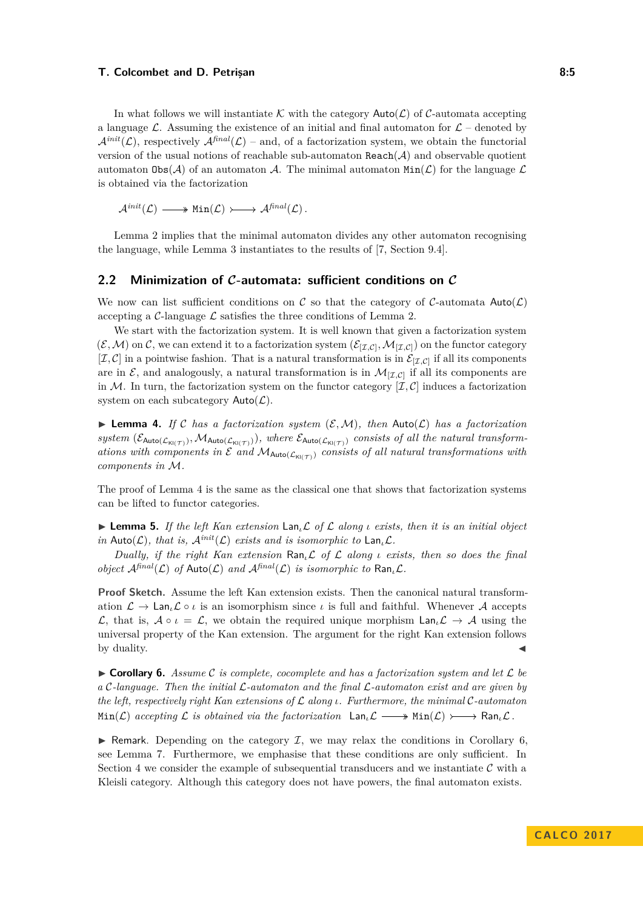In what follows we will instantiate $\mathcal{K}$ with the category $\mathsf{Auto}(\mathcal{L})$ of $\mathcal{C}$-automata accepting a language $\mathcal{L}$. Assuming the existence of an initial and final automaton for $\mathcal{L}$ – denoted by $\mathcal{A}^{init}(\mathcal{L})$, respectively $\mathcal{A}^{final}(\mathcal{L})$ – and, of a factorization system, we obtain the functorial version of the usual notions of reachable sub-automaton $\mathtt{Reach}(\mathcal{A})$ and observable quotient automaton $\mathtt{Obs}(\mathcal{A})$ of an automaton $\mathcal{A}$. The minimal automaton $\mathtt{Min}(\mathcal{L})$ for the language $\mathcal{L}$ is obtained via the factorization

$$\mathcal{A}^{init}(\mathcal{L}) \twoheadrightarrow \mathtt{Min}(\mathcal{L}) \rightarrowtail \mathcal{A}^{final}(\mathcal{L}).$$

Lemma 2 implies that the minimal automaton divides any other automaton recognising the language, while Lemma 3 instantiates to the results of [7, Section 9.4].

## 2.2 Minimization of $\mathcal{C}$-automata: sufficient conditions on $\mathcal{C}$

We now can list sufficient conditions on $\mathcal{C}$ so that the category of $\mathcal{C}$-automata $\mathsf{Auto}(\mathcal{L})$ accepting a $\mathcal{C}$-language $\mathcal{L}$ satisfies the three conditions of Lemma 2.

We start with the factorization system. It is well known that given a factorization system $(\mathcal{E}, \mathcal{M})$ on $\mathcal{C}$, we can extend it to a factorization system $(\mathcal{E}_{[\mathcal{I},\mathcal{C}]}, \mathcal{M}_{[\mathcal{I},\mathcal{C}]})$ on the functor category $[\mathcal{I}, \mathcal{C}]$ in a pointwise fashion. That is a natural transformation is in $\mathcal{E}_{[\mathcal{I},\mathcal{C}]}$ if all its components are in $\mathcal{E}$, and analogously, a natural transformation is in $\mathcal{M}_{[\mathcal{I},\mathcal{C}]}$ if all its components are in $\mathcal{M}$. In turn, the factorization system on the functor category $[\mathcal{I}, \mathcal{C}]$ induces a factorization system on each subcategory $\mathsf{Auto}(\mathcal{L})$.

▶ **Lemma 4.** *If $\mathcal{C}$ has a factorization system $(\mathcal{E}, \mathcal{M})$, then $\mathsf{Auto}(\mathcal{L})$ has a factorization system $(\mathcal{E}_{\mathsf{Auto}(\mathcal{L}_{\mathsf{Kl}(\mathcal{T})})}, \mathcal{M}_{\mathsf{Auto}(\mathcal{L}_{\mathsf{Kl}(\mathcal{T})})})$, where $\mathcal{E}_{\mathsf{Auto}(\mathcal{L}_{\mathsf{Kl}(\mathcal{T})})}$ consists of all the natural transformations with components in $\mathcal{E}$ and $\mathcal{M}_{\mathsf{Auto}(\mathcal{L}_{\mathsf{Kl}(\mathcal{T})})}$ consists of all natural transformations with components in $\mathcal{M}$.*

The proof of Lemma 4 is the same as the classical one that shows that factorization systems can be lifted to functor categories.

▶ **Lemma 5.** *If the left Kan extension $\mathsf{Lan}_\iota\mathcal{L}$ of $\mathcal{L}$ along $\iota$ exists, then it is an initial object in $\mathsf{Auto}(\mathcal{L})$, that is, $\mathcal{A}^{init}(\mathcal{L})$ exists and is isomorphic to $\mathsf{Lan}_\iota\mathcal{L}$.*

*Dually, if the right Kan extension $\mathsf{Ran}_\iota\mathcal{L}$ of $\mathcal{L}$ along $\iota$ exists, then so does the final object $\mathcal{A}^{final}(\mathcal{L})$ of $\mathsf{Auto}(\mathcal{L})$ and $\mathcal{A}^{final}(\mathcal{L})$ is isomorphic to $\mathsf{Ran}_\iota\mathcal{L}$.*

**Proof Sketch.** Assume the left Kan extension exists. Then the canonical natural transformation $\mathcal{L} \to \mathsf{Lan}_\iota\mathcal{L} \circ \iota$ is an isomorphism since $\iota$ is full and faithful. Whenever $\mathcal{A}$ accepts $\mathcal{L}$, that is, $\mathcal{A} \circ \iota = \mathcal{L}$, we obtain the required unique morphism $\mathsf{Lan}_\iota\mathcal{L} \to \mathcal{A}$ using the universal property of the Kan extension. The argument for the right Kan extension follows by duality. ◀

▶ **Corollary 6.** *Assume $\mathcal{C}$ is complete, cocomplete and has a factorization system and let $\mathcal{L}$ be a $\mathcal{C}$-language. Then the initial $\mathcal{L}$-automaton and the final $\mathcal{L}$-automaton exist and are given by the left, respectively right Kan extensions of $\mathcal{L}$ along $\iota$. Furthermore, the minimal $\mathcal{C}$-automaton $\mathtt{Min}(\mathcal{L})$ accepting $\mathcal{L}$ is obtained via the factorization* $\mathsf{Lan}_\iota\mathcal{L} \twoheadrightarrow \mathtt{Min}(\mathcal{L}) \rightarrowtail \mathsf{Ran}_\iota\mathcal{L}$.

▶ Remark. Depending on the category $\mathcal{I}$, we may relax the conditions in Corollary 6, see Lemma 7. Furthermore, we emphasise that these conditions are only sufficient. In Section 4 we consider the example of subsequential transducers and we instantiate $\mathcal{C}$ with a Kleisli category. Although this category does not have powers, the final automaton exists.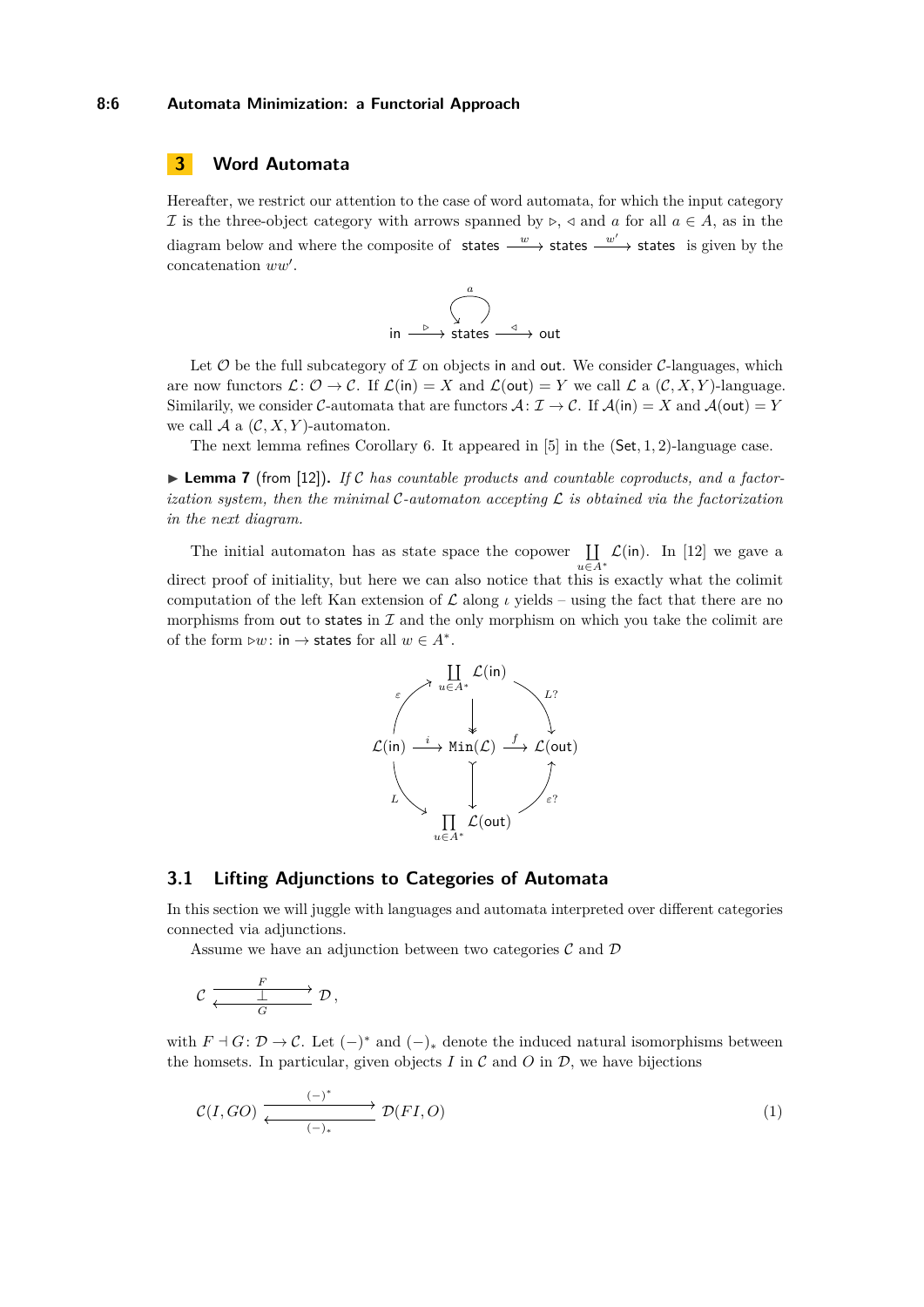## 3 Word Automata

Hereafter, we restrict our attention to the case of word automata, for which the input category $\mathcal{I}$ is the three-object category with arrows spanned by $\triangleright$, $\triangleleft$ and $a$ for all $a \in A$, as in the diagram below and where the composite of $\mathsf{states} \xrightarrow{w} \mathsf{states} \xrightarrow{w'} \mathsf{states}$ is given by the concatenation $ww'$.

$$\mathsf{in} \xrightarrow{\triangleright} \mathsf{states} \xrightarrow{\triangleleft} \mathsf{out} \qquad (\text{with loop } a \text{ on } \mathsf{states})$$

Let $\mathcal{O}$ be the full subcategory of $\mathcal{I}$ on objects $\mathsf{in}$ and $\mathsf{out}$. We consider $\mathcal{C}$-languages, which are now functors $\mathcal{L}\colon \mathcal{O} \to \mathcal{C}$. If $\mathcal{L}(\mathsf{in}) = X$ and $\mathcal{L}(\mathsf{out}) = Y$ we call $\mathcal{L}$ a $(\mathcal{C}, X, Y)$-language. Similarly, we consider $\mathcal{C}$-automata that are functors $\mathcal{A}\colon \mathcal{I} \to \mathcal{C}$. If $\mathcal{A}(\mathsf{in}) = X$ and $\mathcal{A}(\mathsf{out}) = Y$ we call $\mathcal{A}$ a $(\mathcal{C}, X, Y)$-automaton.

The next lemma refines Corollary 6. It appeared in [5] in the $(\mathsf{Set}, 1, 2)$-language case.

▶ **Lemma 7** (from [12]). *If $\mathcal{C}$ has countable products and countable coproducts, and a factorization system, then the minimal $\mathcal{C}$-automaton accepting $\mathcal{L}$ is obtained via the factorization in the next diagram.*

The initial automaton has as state space the copower $\coprod_{u \in A^*} \mathcal{L}(\mathsf{in})$. In [12] we gave a direct proof of initiality, but here we can also notice that this is exactly what the colimit computation of the left Kan extension of $\mathcal{L}$ along $\iota$ yields – using the fact that there are no morphisms from $\mathsf{out}$ to $\mathsf{states}$ in $\mathcal{I}$ and the only morphism on which you take the colimit are of the form $\triangleright w\colon \mathsf{in} \to \mathsf{states}$ for all $w \in A^*$.

$$
\begin{array}{ccccc}
 & & \coprod_{u \in A^*} \mathcal{L}(\mathsf{in}) & & \\
 & \overset{\varepsilon}{\nearrow} & \downarrow & \overset{L?}{\searrow} & \\
\mathcal{L}(\mathsf{in}) & \xrightarrow{i} & \mathtt{Min}(\mathcal{L}) & \xrightarrow{f} & \mathcal{L}(\mathsf{out}) \\
 & \underset{L}{\searrow} & \downarrow & \underset{\varepsilon?}{\nearrow} & \\
 & & \prod_{u \in A^*} \mathcal{L}(\mathsf{out}) & &
\end{array}
$$

### 3.1 Lifting Adjunctions to Categories of Automata

In this section we will juggle with languages and automata interpreted over different categories connected via adjunctions.

Assume we have an adjunction between two categories $\mathcal{C}$ and $\mathcal{D}$

$$\mathcal{C} \underset{G}{\overset{F}{\rightleftarrows}} \mathcal{D}\,,\qquad F \dashv G$$

with $F \dashv G\colon \mathcal{D} \to \mathcal{C}$. Let $(-)^*$ and $(-)_*$ denote the induced natural isomorphisms between the homsets. In particular, given objects $I$ in $\mathcal{C}$ and $O$ in $\mathcal{D}$, we have bijections

$$\mathcal{C}(I, GO) \underset{(-)_*}{\overset{(-)^*}{\rightleftarrows}} \mathcal{D}(FI, O) \tag{1}$$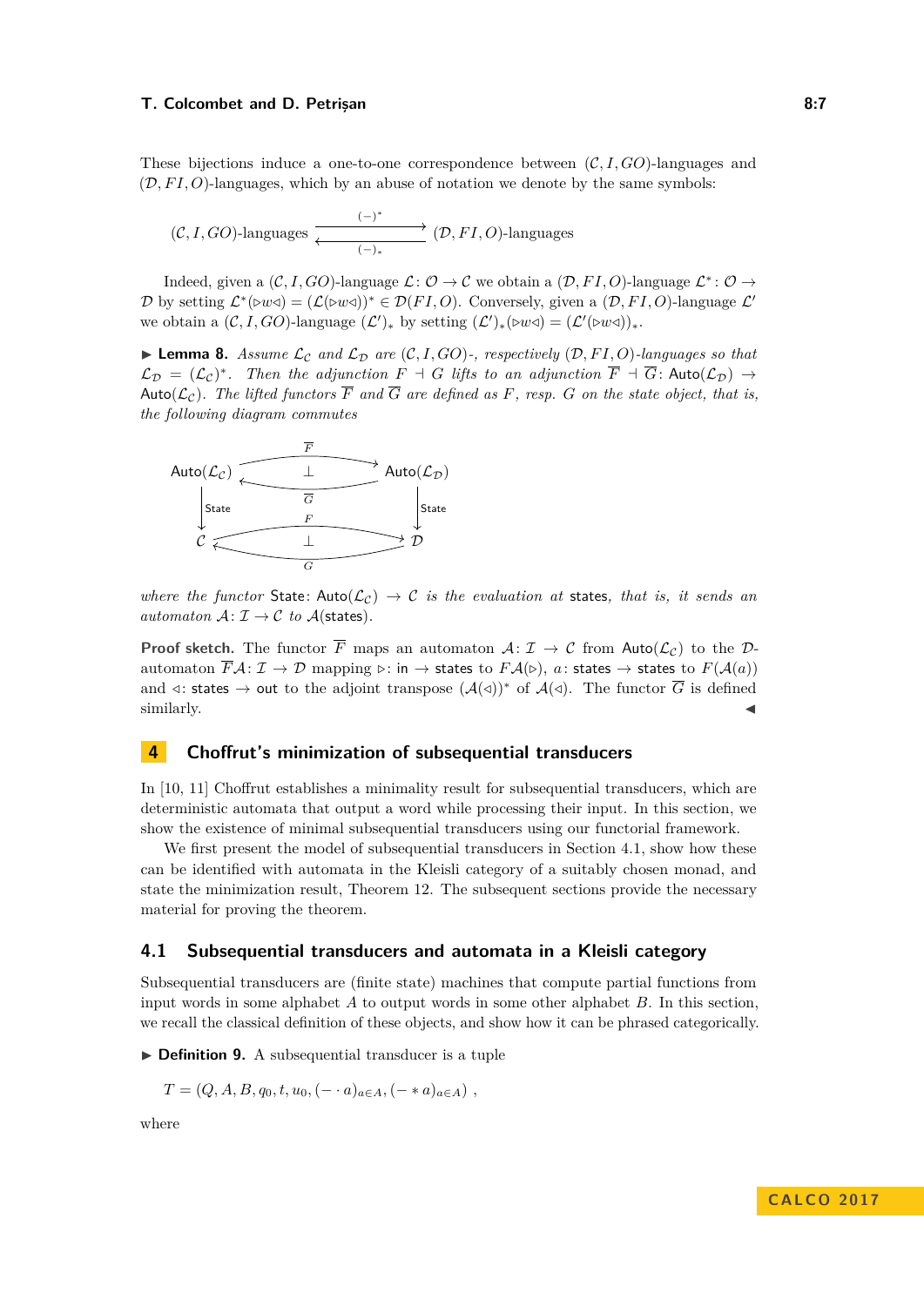These bijections induce a one-to-one correspondence between $(\mathcal{C}, I, GO)$-languages and $(\mathcal{D}, FI, O)$-languages, which by an abuse of notation we denote by the same symbols:

$$(\mathcal{C}, I, GO)\text{-languages} \underset{(-)_*}{\overset{(-)^*}{\rightleftarrows}} (\mathcal{D}, FI, O)\text{-languages}$$

Indeed, given a $(\mathcal{C}, I, GO)$-language $\mathcal{L} \colon \mathcal{O} \to \mathcal{C}$ we obtain a $(\mathcal{D}, FI, O)$-language $\mathcal{L}^* \colon \mathcal{O} \to \mathcal{D}$ by setting $\mathcal{L}^*(\triangleright w \triangleleft) = (\mathcal{L}(\triangleright w \triangleleft))^* \in \mathcal{D}(FI, O)$. Conversely, given a $(\mathcal{D}, FI, O)$-language $\mathcal{L}'$ we obtain a $(\mathcal{C}, I, GO)$-language $(\mathcal{L}')_*$ by setting $(\mathcal{L}')_*(\triangleright w \triangleleft) = (\mathcal{L}'(\triangleright w \triangleleft))_*$.

▶ **Lemma 8.** *Assume $\mathcal{L}_\mathcal{C}$ and $\mathcal{L}_\mathcal{D}$ are $(\mathcal{C}, I, GO)$-, respectively $(\mathcal{D}, FI, O)$-languages so that $\mathcal{L}_\mathcal{D} = (\mathcal{L}_\mathcal{C})^*$. Then the adjunction $F \dashv G$ lifts to an adjunction $\overline{F} \dashv \overline{G} \colon \mathsf{Auto}(\mathcal{L}_\mathcal{D}) \to \mathsf{Auto}(\mathcal{L}_\mathcal{C})$. The lifted functors $\overline{F}$ and $\overline{G}$ are defined as $F$, resp. $G$ on the state object, that is, the following diagram commutes*

$$\begin{array}{ccc}
\mathsf{Auto}(\mathcal{L}_\mathcal{C}) & \underset{\overline{G}}{\overset{\overline{F}}{\rightleftarrows}} \ (\perp) & \mathsf{Auto}(\mathcal{L}_\mathcal{D}) \\
\downarrow \mathsf{State} & & \downarrow \mathsf{State} \\
\mathcal{C} & \underset{G}{\overset{F}{\rightleftarrows}} \ (\perp) & \mathcal{D}
\end{array}$$

*where the functor $\mathsf{State} \colon \mathsf{Auto}(\mathcal{L}_\mathcal{C}) \to \mathcal{C}$ is the evaluation at $\mathsf{states}$, that is, it sends an automaton $\mathcal{A} \colon \mathcal{I} \to \mathcal{C}$ to $\mathcal{A}(\mathsf{states})$.*

**Proof sketch.** The functor $\overline{F}$ maps an automaton $\mathcal{A} \colon \mathcal{I} \to \mathcal{C}$ from $\mathsf{Auto}(\mathcal{L}_\mathcal{C})$ to the $\mathcal{D}$-automaton $\overline{F}\mathcal{A} \colon \mathcal{I} \to \mathcal{D}$ mapping $\triangleright \colon \mathsf{in} \to \mathsf{states}$ to $F\mathcal{A}(\triangleright)$, $a \colon \mathsf{states} \to \mathsf{states}$ to $F(\mathcal{A}(a))$ and $\triangleleft \colon \mathsf{states} \to \mathsf{out}$ to the adjoint transpose $(\mathcal{A}(\triangleleft))^*$ of $\mathcal{A}(\triangleleft)$. The functor $\overline{G}$ is defined similarly. ◀

## 4 Choffrut's minimization of subsequential transducers

In [10, 11] Choffrut establishes a minimality result for subsequential transducers, which are deterministic automata that output a word while processing their input. In this section, we show the existence of minimal subsequential transducers using our functorial framework.

We first present the model of subsequential transducers in Section 4.1, show how these can be identified with automata in the Kleisli category of a suitably chosen monad, and state the minimization result, Theorem 12. The subsequent sections provide the necessary material for proving the theorem.

### 4.1 Subsequential transducers and automata in a Kleisli category

Subsequential transducers are (finite state) machines that compute partial functions from input words in some alphabet $A$ to output words in some other alphabet $B$. In this section, we recall the classical definition of these objects, and show how it can be phrased categorically.

▶ **Definition 9.** A subsequential transducer is a tuple

$$T = (Q, A, B, q_0, t, u_0, (- \cdot a)_{a \in A}, (- * a)_{a \in A}) ,$$

where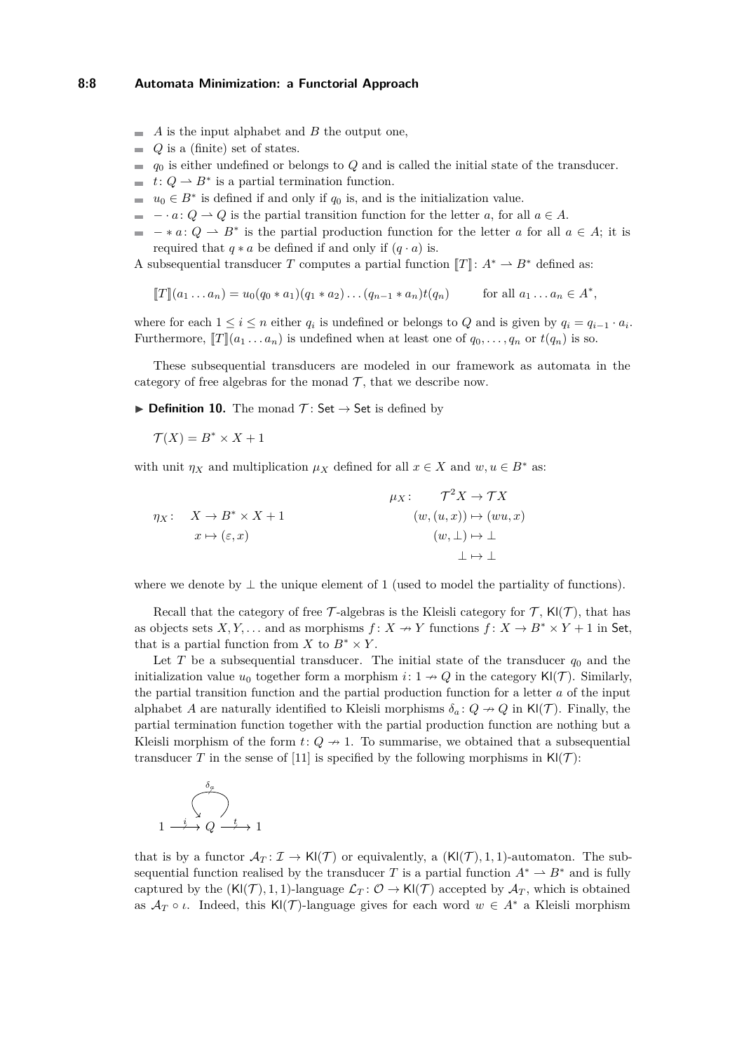- $A$ is the input alphabet and $B$ the output one,
- $Q$ is a (finite) set of states.
- $q_0$ is either undefined or belongs to $Q$ and is called the initial state of the transducer.
- $t\colon Q \rightharpoonup B^*$ is a partial termination function.
- $u_0 \in B^*$ is defined if and only if $q_0$ is, and is the initialization value.
- $- \cdot a\colon Q \rightharpoonup Q$ is the partial transition function for the letter $a$, for all $a \in A$.
- $- * a\colon Q \rightharpoonup B^*$ is the partial production function for the letter $a$ for all $a \in A$; it is required that $q * a$ be defined if and only if $(q \cdot a)$ is.

A subsequential transducer $T$ computes a partial function $[\![T]\!]\colon A^* \rightharpoonup B^*$ defined as:

$$[\![T]\!](a_1 \dots a_n) = u_0(q_0 * a_1)(q_1 * a_2)\dots(q_{n-1} * a_n)t(q_n) \qquad \text{for all } a_1 \dots a_n \in A^*,$$

where for each $1 \le i \le n$ either $q_i$ is undefined or belongs to $Q$ and is given by $q_i = q_{i-1} \cdot a_i$. Furthermore, $[\![T]\!](a_1 \dots a_n)$ is undefined when at least one of $q_0, \dots, q_n$ or $t(q_n)$ is so.

These subsequential transducers are modeled in our framework as automata in the category of free algebras for the monad $\mathcal{T}$, that we describe now.

▶ **Definition 10.** The monad $\mathcal{T}\colon \mathsf{Set} \to \mathsf{Set}$ is defined by

$$\mathcal{T}(X) = B^* \times X + 1$$

with unit $\eta_X$ and multiplication $\mu_X$ defined for all $x \in X$ and $w, u \in B^*$ as:

$$\begin{aligned}
\eta_X\colon \quad & X \to B^* \times X + 1 \\
& x \mapsto (\varepsilon, x)
\end{aligned}
\qquad\qquad
\begin{aligned}
\mu_X\colon \quad & \mathcal{T}^2X \to \mathcal{T}X \\
& (w,(u,x)) \mapsto (wu, x) \\
& (w, \bot) \mapsto \bot \\
& \bot \mapsto \bot
\end{aligned}$$

where we denote by $\bot$ the unique element of $1$ (used to model the partiality of functions).

Recall that the category of free $\mathcal{T}$-algebras is the Kleisli category for $\mathcal{T}$, $\mathsf{Kl}(\mathcal{T})$, that has as objects sets $X, Y, \dots$ and as morphisms $f\colon X \nrightarrow Y$ functions $f\colon X \to B^* \times Y + 1$ in $\mathsf{Set}$, that is a partial function from $X$ to $B^* \times Y$.

Let $T$ be a subsequential transducer. The initial state of the transducer $q_0$ and the initialization value $u_0$ together form a morphism $i\colon 1 \nrightarrow Q$ in the category $\mathsf{Kl}(\mathcal{T})$. Similarly, the partial transition function and the partial production function for a letter $a$ of the input alphabet $A$ are naturally identified to Kleisli morphisms $\delta_a\colon Q \nrightarrow Q$ in $\mathsf{Kl}(\mathcal{T})$. Finally, the partial termination function together with the partial production function are nothing but a Kleisli morphism of the form $t\colon Q \nrightarrow 1$. To summarise, we obtained that a subsequential transducer $T$ in the sense of [11] is specified by the following morphisms in $\mathsf{Kl}(\mathcal{T})$:

$$1 \xrightarrow{\;i\;} Q \xrightarrow{\;t\;} 1 \qquad (\delta_a\colon Q \nrightarrow Q \text{ a loop on } Q)$$

that is by a functor $\mathcal{A}_T\colon \mathcal{I} \to \mathsf{Kl}(\mathcal{T})$ or equivalently, a $(\mathsf{Kl}(\mathcal{T}), 1, 1)$-automaton. The subsequential function realised by the transducer $T$ is a partial function $A^* \rightharpoonup B^*$ and is fully captured by the $(\mathsf{Kl}(\mathcal{T}), 1, 1)$-language $\mathcal{L}_T\colon \mathcal{O} \to \mathsf{Kl}(\mathcal{T})$ accepted by $\mathcal{A}_T$, which is obtained as $\mathcal{A}_T \circ \iota$. Indeed, this $\mathsf{Kl}(\mathcal{T})$-language gives for each word $w \in A^*$ a Kleisli morphism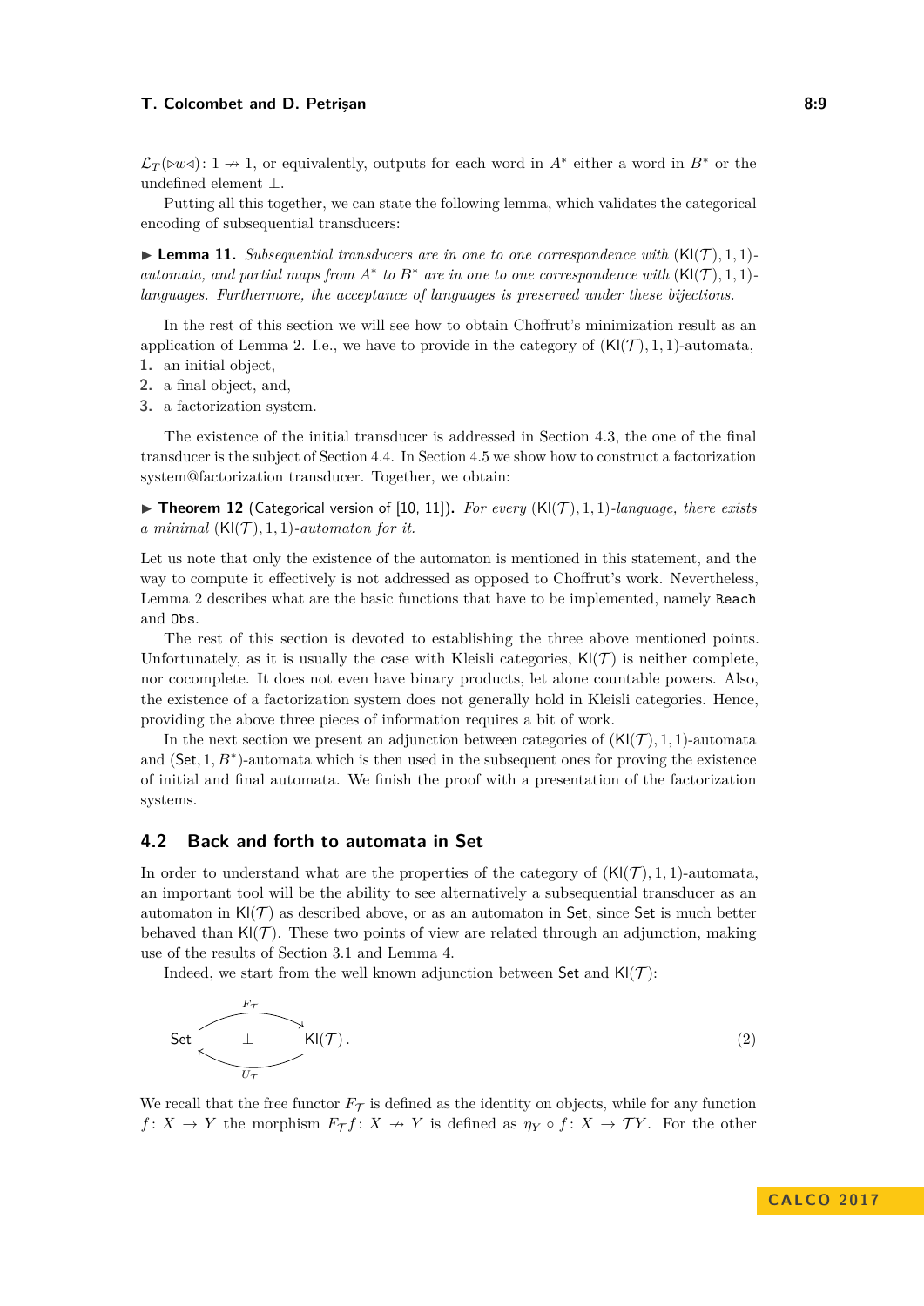$\mathcal{L}_{\mathcal{T}}(\triangleright w \triangleleft) \colon 1 \twoheadrightarrow 1$, or equivalently, outputs for each word in $A^*$ either a word in $B^*$ or the undefined element $\perp$.

Putting all this together, we can state the following lemma, which validates the categorical encoding of subsequential transducers:

▶ **Lemma 11.** *Subsequential transducers are in one to one correspondence with $(\mathsf{Kl}(\mathcal{T}), 1, 1)$-automata, and partial maps from $A^*$ to $B^*$ are in one to one correspondence with $(\mathsf{Kl}(\mathcal{T}), 1, 1)$-languages. Furthermore, the acceptance of languages is preserved under these bijections.*

In the rest of this section we will see how to obtain Choffrut's minimization result as an application of Lemma 2. I.e., we have to provide in the category of $(\mathsf{Kl}(\mathcal{T}), 1, 1)$-automata,

1. an initial object,
2. a final object, and,
3. a factorization system.

The existence of the initial transducer is addressed in Section 4.3, the one of the final transducer is the subject of Section 4.4. In Section 4.5 we show how to construct a factorization system@factorization transducer. Together, we obtain:

▶ **Theorem 12** (Categorical version of [10, 11])**.** *For every $(\mathsf{Kl}(\mathcal{T}), 1, 1)$-language, there exists a minimal $(\mathsf{Kl}(\mathcal{T}), 1, 1)$-automaton for it.*

Let us note that only the existence of the automaton is mentioned in this statement, and the way to compute it effectively is not addressed as opposed to Choffrut's work. Nevertheless, Lemma 2 describes what are the basic functions that have to be implemented, namely `Reach` and `Obs`.

The rest of this section is devoted to establishing the three above mentioned points. Unfortunately, as it is usually the case with Kleisli categories, $\mathsf{Kl}(\mathcal{T})$ is neither complete, nor cocomplete. It does not even have binary products, let alone countable powers. Also, the existence of a factorization system does not generally hold in Kleisli categories. Hence, providing the above three pieces of information requires a bit of work.

In the next section we present an adjunction between categories of $(\mathsf{Kl}(\mathcal{T}), 1, 1)$-automata and $(\mathsf{Set}, 1, B^*)$-automata which is then used in the subsequent ones for proving the existence of initial and final automata. We finish the proof with a presentation of the factorization systems.

## 4.2 Back and forth to automata in Set

In order to understand what are the properties of the category of $(\mathsf{Kl}(\mathcal{T}), 1, 1)$-automata, an important tool will be the ability to see alternatively a subsequential transducer as an automaton in $\mathsf{Kl}(\mathcal{T})$ as described above, or as an automaton in $\mathsf{Set}$, since $\mathsf{Set}$ is much better behaved than $\mathsf{Kl}(\mathcal{T})$. These two points of view are related through an adjunction, making use of the results of Section 3.1 and Lemma 4.

Indeed, we start from the well known adjunction between $\mathsf{Set}$ and $\mathsf{Kl}(\mathcal{T})$:

$$\mathsf{Set} \underset{U_{\mathcal{T}}}{\overset{F_{\mathcal{T}}}{\rightleftarrows}} \mathsf{Kl}(\mathcal{T})\,, \quad F_{\mathcal{T}} \dashv U_{\mathcal{T}} \tag{2}$$

We recall that the free functor $F_{\mathcal{T}}$ is defined as the identity on objects, while for any function $f \colon X \to Y$ the morphism $F_{\mathcal{T}} f \colon X \twoheadrightarrow Y$ is defined as $\eta_Y \circ f \colon X \to \mathcal{T}Y$. For the other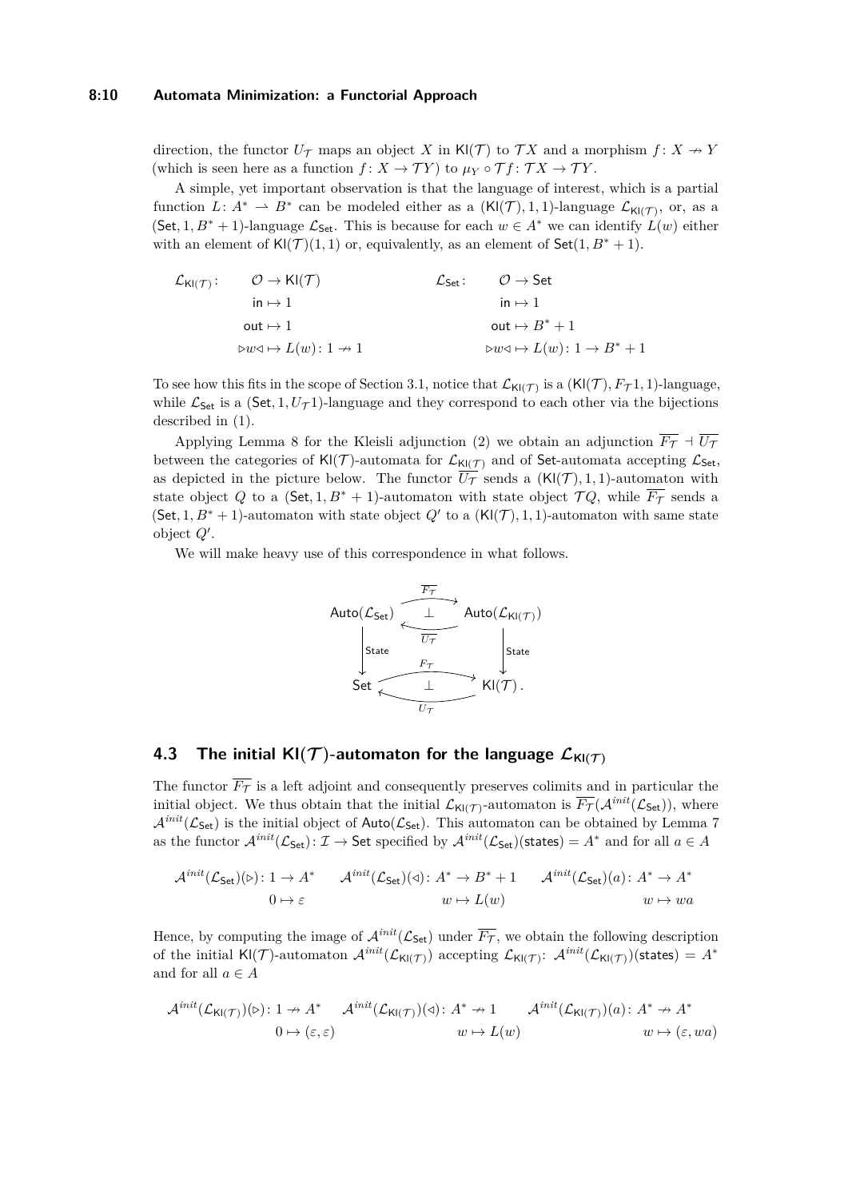direction, the functor $U_{\mathcal{T}}$ maps an object $X$ in $\mathsf{Kl}(\mathcal{T})$ to $\mathcal{T}X$ and a morphism $f\colon X \nrightarrow Y$ (which is seen here as a function $f\colon X \to \mathcal{T}Y$) to $\mu_Y \circ \mathcal{T}f\colon \mathcal{T}X \to \mathcal{T}Y$.

A simple, yet important observation is that the language of interest, which is a partial function $L\colon A^* \rightharpoonup B^*$ can be modeled either as a $(\mathsf{Kl}(\mathcal{T}), 1, 1)$-language $\mathcal{L}_{\mathsf{Kl}(\mathcal{T})}$, or, as a $(\mathsf{Set}, 1, B^* + 1)$-language $\mathcal{L}_{\mathsf{Set}}$. This is because for each $w \in A^*$ we can identify $L(w)$ either with an element of $\mathsf{Kl}(\mathcal{T})(1, 1)$ or, equivalently, as an element of $\mathsf{Set}(1, B^* + 1)$.

$$
\begin{array}{rlcrl}
\mathcal{L}_{\mathsf{Kl}(\mathcal{T})}\colon & \mathcal{O} \to \mathsf{Kl}(\mathcal{T}) & \qquad & \mathcal{L}_{\mathsf{Set}}\colon & \mathcal{O} \to \mathsf{Set} \\
& \mathsf{in} \mapsto 1 & & & \mathsf{in} \mapsto 1 \\
& \mathsf{out} \mapsto 1 & & & \mathsf{out} \mapsto B^* + 1 \\
& \triangleright w \triangleleft \mapsto L(w)\colon 1 \nrightarrow 1 & & & \triangleright w \triangleleft \mapsto L(w)\colon 1 \to B^* + 1
\end{array}
$$

To see how this fits in the scope of Section 3.1, notice that $\mathcal{L}_{\mathsf{Kl}(\mathcal{T})}$ is a $(\mathsf{Kl}(\mathcal{T}), F_{\mathcal{T}}1, 1)$-language, while $\mathcal{L}_{\mathsf{Set}}$ is a $(\mathsf{Set}, 1, U_{\mathcal{T}}1)$-language and they correspond to each other via the bijections described in (1).

Applying Lemma 8 for the Kleisli adjunction (2) we obtain an adjunction $\overline{F_{\mathcal{T}}} \dashv \overline{U_{\mathcal{T}}}$ between the categories of $\mathsf{Kl}(\mathcal{T})$-automata for $\mathcal{L}_{\mathsf{Kl}(\mathcal{T})}$ and of $\mathsf{Set}$-automata accepting $\mathcal{L}_{\mathsf{Set}}$, as depicted in the picture below. The functor $\overline{U_{\mathcal{T}}}$ sends a $(\mathsf{Kl}(\mathcal{T}), 1, 1)$-automaton with state object $Q$ to a $(\mathsf{Set}, 1, B^* + 1)$-automaton with state object $\mathcal{T}Q$, while $\overline{F_{\mathcal{T}}}$ sends a $(\mathsf{Set}, 1, B^* + 1)$-automaton with state object $Q'$ to a $(\mathsf{Kl}(\mathcal{T}), 1, 1)$-automaton with same state object $Q'$.

We will make heavy use of this correspondence in what follows.

$$
\begin{array}{ccc}
\mathsf{Auto}(\mathcal{L}_{\mathsf{Set}}) & \underset{\overline{U_{\mathcal{T}}}}{\overset{\overline{F_{\mathcal{T}}}}{\rightleftarrows}} \ \bot & \mathsf{Auto}(\mathcal{L}_{\mathsf{Kl}(\mathcal{T})}) \\
\Big\downarrow \mathsf{State} & & \Big\downarrow \mathsf{State} \\
\mathsf{Set} & \underset{U_{\mathcal{T}}}{\overset{F_{\mathcal{T}}}{\rightleftarrows}} \ \bot & \mathsf{Kl}(\mathcal{T}).
\end{array}
$$

## 4.3 The initial $\mathsf{Kl}(\mathcal{T})$-automaton for the language $\mathcal{L}_{\mathsf{Kl}(\mathcal{T})}$

The functor $\overline{F_{\mathcal{T}}}$ is a left adjoint and consequently preserves colimits and in particular the initial object. We thus obtain that the initial $\mathcal{L}_{\mathsf{Kl}(\mathcal{T})}$-automaton is $\overline{F_{\mathcal{T}}}(\mathcal{A}^{init}(\mathcal{L}_{\mathsf{Set}}))$, where $\mathcal{A}^{init}(\mathcal{L}_{\mathsf{Set}})$ is the initial object of $\mathsf{Auto}(\mathcal{L}_{\mathsf{Set}})$. This automaton can be obtained by Lemma 7 as the functor $\mathcal{A}^{init}(\mathcal{L}_{\mathsf{Set}})\colon \mathcal{I} \to \mathsf{Set}$ specified by $\mathcal{A}^{init}(\mathcal{L}_{\mathsf{Set}})(\mathsf{states}) = A^*$ and for all $a \in A$

$$
\begin{array}{lll}
\mathcal{A}^{init}(\mathcal{L}_{\mathsf{Set}})(\triangleright)\colon 1 \to A^* & \quad \mathcal{A}^{init}(\mathcal{L}_{\mathsf{Set}})(\triangleleft)\colon A^* \to B^* + 1 & \quad \mathcal{A}^{init}(\mathcal{L}_{\mathsf{Set}})(a)\colon A^* \to A^* \\
\qquad 0 \mapsto \varepsilon & \qquad\qquad w \mapsto L(w) & \qquad\qquad w \mapsto wa
\end{array}
$$

Hence, by computing the image of $\mathcal{A}^{init}(\mathcal{L}_{\mathsf{Set}})$ under $\overline{F_{\mathcal{T}}}$, we obtain the following description of the initial $\mathsf{Kl}(\mathcal{T})$-automaton $\mathcal{A}^{init}(\mathcal{L}_{\mathsf{Kl}(\mathcal{T})})$ accepting $\mathcal{L}_{\mathsf{Kl}(\mathcal{T})}$: $\mathcal{A}^{init}(\mathcal{L}_{\mathsf{Kl}(\mathcal{T})})(\mathsf{states}) = A^*$ and for all $a \in A$

$$
\begin{array}{lll}
\mathcal{A}^{init}(\mathcal{L}_{\mathsf{Kl}(\mathcal{T})})(\triangleright)\colon 1 \nrightarrow A^* & \quad \mathcal{A}^{init}(\mathcal{L}_{\mathsf{Kl}(\mathcal{T})})(\triangleleft)\colon A^* \nrightarrow 1 & \quad \mathcal{A}^{init}(\mathcal{L}_{\mathsf{Kl}(\mathcal{T})})(a)\colon A^* \nrightarrow A^* \\
\qquad 0 \mapsto (\varepsilon, \varepsilon) & \qquad\qquad w \mapsto L(w) & \qquad\qquad w \mapsto (\varepsilon, wa)
\end{array}
$$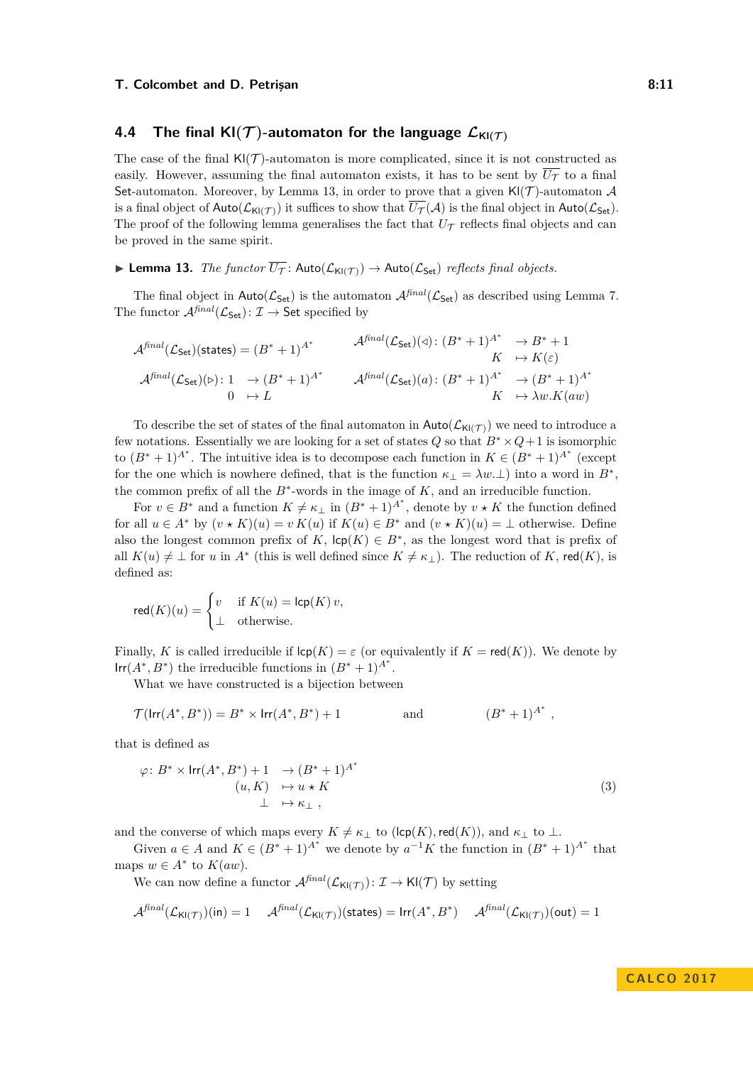## 4.4 The final $\mathsf{Kl}(\mathcal{T})$-automaton for the language $\mathcal{L}_{\mathsf{Kl}(\mathcal{T})}$

The case of the final $\mathsf{Kl}(\mathcal{T})$-automaton is more complicated, since it is not constructed as easily. However, assuming the final automaton exists, it has to be sent by $\overline{U_\mathcal{T}}$ to a final $\mathsf{Set}$-automaton. Moreover, by Lemma 13, in order to prove that a given $\mathsf{Kl}(\mathcal{T})$-automaton $\mathcal{A}$ is a final object of $\mathsf{Auto}(\mathcal{L}_{\mathsf{Kl}(\mathcal{T})})$ it suffices to show that $\overline{U_\mathcal{T}}(\mathcal{A})$ is the final object in $\mathsf{Auto}(\mathcal{L}_{\mathsf{Set}})$. The proof of the following lemma generalises the fact that $U_\mathcal{T}$ reflects final objects and can be proved in the same spirit.

▶ **Lemma 13.** *The functor $\overline{U_\mathcal{T}}\colon \mathsf{Auto}(\mathcal{L}_{\mathsf{Kl}(\mathcal{T})}) \to \mathsf{Auto}(\mathcal{L}_{\mathsf{Set}})$ reflects final objects.*

The final object in $\mathsf{Auto}(\mathcal{L}_{\mathsf{Set}})$ is the automaton $\mathcal{A}^{\mathit{final}}(\mathcal{L}_{\mathsf{Set}})$ as described using Lemma 7. The functor $\mathcal{A}^{\mathit{final}}(\mathcal{L}_{\mathsf{Set}})\colon \mathcal{I} \to \mathsf{Set}$ specified by

$$\mathcal{A}^{\mathit{final}}(\mathcal{L}_{\mathsf{Set}})(\mathsf{states}) = (B^*+1)^{A^*} \qquad \begin{aligned}\mathcal{A}^{\mathit{final}}(\mathcal{L}_{\mathsf{Set}})(\triangleleft)\colon (B^*+1)^{A^*} &\to B^*+1\\ K &\mapsto K(\varepsilon)\end{aligned}$$

$$\begin{aligned}\mathcal{A}^{\mathit{final}}(\mathcal{L}_{\mathsf{Set}})(\triangleright)\colon 1 &\to (B^*+1)^{A^*}\\ 0 &\mapsto L\end{aligned} \qquad \begin{aligned}\mathcal{A}^{\mathit{final}}(\mathcal{L}_{\mathsf{Set}})(a)\colon (B^*+1)^{A^*} &\to (B^*+1)^{A^*}\\ K &\mapsto \lambda w.K(aw)\end{aligned}$$

To describe the set of states of the final automaton in $\mathsf{Auto}(\mathcal{L}_{\mathsf{Kl}(\mathcal{T})})$ we need to introduce a few notations. Essentially we are looking for a set of states $Q$ so that $B^*\times Q+1$ is isomorphic to $(B^*+1)^{A^*}$. The intuitive idea is to decompose each function in $K \in (B^*+1)^{A^*}$ (except for the one which is nowhere defined, that is the function $\kappa_\perp = \lambda w.\perp$) into a word in $B^*$, the common prefix of all the $B^*$-words in the image of $K$, and an irreducible function.

For $v \in B^*$ and a function $K \neq \kappa_\perp$ in $(B^*+1)^{A^*}$, denote by $v \star K$ the function defined for all $u \in A^*$ by $(v\star K)(u) = v\,K(u)$ if $K(u) \in B^*$ and $(v\star K)(u) = \perp$ otherwise. Define also the longest common prefix of $K$, $\mathsf{lcp}(K) \in B^*$, as the longest word that is prefix of all $K(u) \neq \perp$ for $u$ in $A^*$ (this is well defined since $K \neq \kappa_\perp$). The reduction of $K$, $\mathsf{red}(K)$, is defined as:

$$\mathsf{red}(K)(u) = \begin{cases} v & \text{if } K(u) = \mathsf{lcp}(K)\,v,\\ \perp & \text{otherwise.}\end{cases}$$

Finally, $K$ is called irreducible if $\mathsf{lcp}(K) = \varepsilon$ (or equivalently if $K = \mathsf{red}(K)$). We denote by $\mathsf{Irr}(A^*, B^*)$ the irreducible functions in $(B^*+1)^{A^*}$.

What we have constructed is a bijection between

$$\mathcal{T}(\mathsf{Irr}(A^*,B^*)) = B^* \times \mathsf{Irr}(A^*,B^*)+1 \qquad \text{and} \qquad (B^*+1)^{A^*}\,,$$

that is defined as

$$\begin{aligned}\varphi\colon B^*\times\mathsf{Irr}(A^*,B^*)+1 &\to (B^*+1)^{A^*}\\ (u,K) &\mapsto u\star K\\ \perp &\mapsto \kappa_\perp\,,\end{aligned} \tag{3}$$

and the converse of which maps every $K \neq \kappa_\perp$ to $(\mathsf{lcp}(K), \mathsf{red}(K))$, and $\kappa_\perp$ to $\perp$.

Given $a \in A$ and $K \in (B^*+1)^{A^*}$ we denote by $a^{-1}K$ the function in $(B^*+1)^{A^*}$ that maps $w \in A^*$ to $K(aw)$.

We can now define a functor $\mathcal{A}^{\mathit{final}}(\mathcal{L}_{\mathsf{Kl}(\mathcal{T})})\colon \mathcal{I} \to \mathsf{Kl}(\mathcal{T})$ by setting

$$\mathcal{A}^{\mathit{final}}(\mathcal{L}_{\mathsf{Kl}(\mathcal{T})})(\mathsf{in}) = 1 \quad \mathcal{A}^{\mathit{final}}(\mathcal{L}_{\mathsf{Kl}(\mathcal{T})})(\mathsf{states}) = \mathsf{Irr}(A^*,B^*) \quad \mathcal{A}^{\mathit{final}}(\mathcal{L}_{\mathsf{Kl}(\mathcal{T})})(\mathsf{out}) = 1$$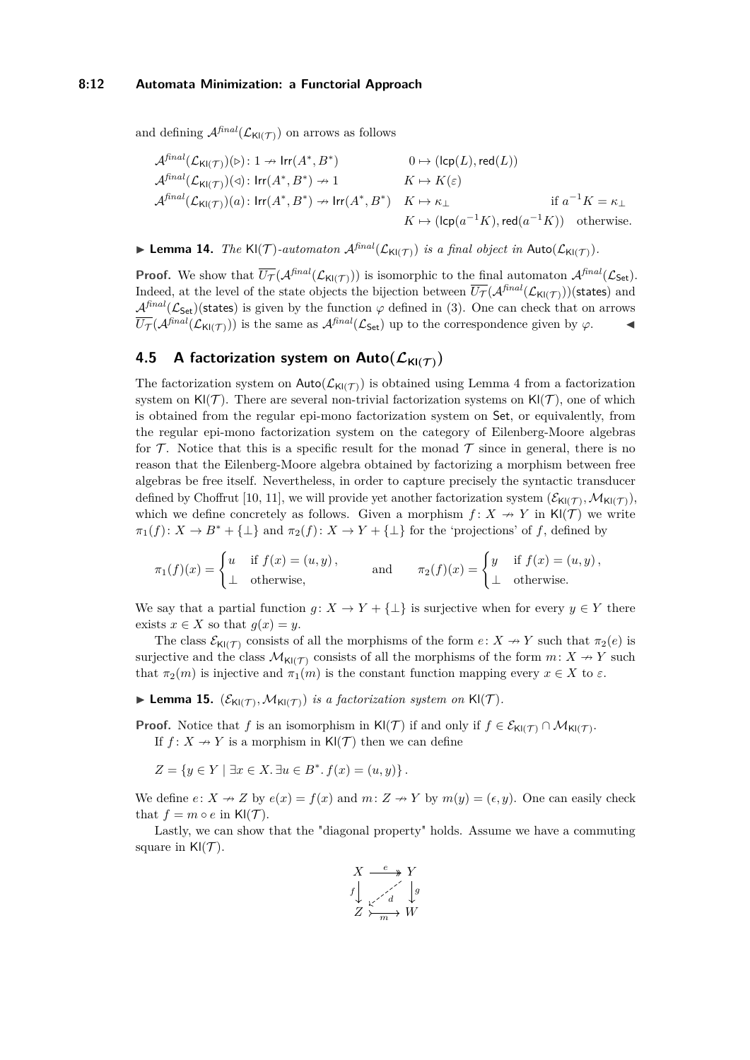and defining $\mathcal{A}^{final}(\mathcal{L}_{\mathsf{Kl}(\mathcal{T})})$ on arrows as follows

$$
\begin{array}{lll}
\mathcal{A}^{final}(\mathcal{L}_{\mathsf{Kl}(\mathcal{T})})(\triangleright)\colon 1 \nrightarrow \mathsf{Irr}(A^*, B^*) & 0 \mapsto (\mathsf{lcp}(L), \mathsf{red}(L)) & \\
\mathcal{A}^{final}(\mathcal{L}_{\mathsf{Kl}(\mathcal{T})})(\triangleleft)\colon \mathsf{Irr}(A^*, B^*) \nrightarrow 1 & K \mapsto K(\varepsilon) & \\
\mathcal{A}^{final}(\mathcal{L}_{\mathsf{Kl}(\mathcal{T})})(a)\colon \mathsf{Irr}(A^*, B^*) \nrightarrow \mathsf{Irr}(A^*, B^*) & K \mapsto \kappa_\perp & \text{if } a^{-1}K = \kappa_\perp \\
 & K \mapsto (\mathsf{lcp}(a^{-1}K), \mathsf{red}(a^{-1}K)) & \text{otherwise.}
\end{array}
$$

▶ **Lemma 14.** *The $\mathsf{Kl}(\mathcal{T})$-automaton $\mathcal{A}^{final}(\mathcal{L}_{\mathsf{Kl}(\mathcal{T})})$ is a final object in $\mathsf{Auto}(\mathcal{L}_{\mathsf{Kl}(\mathcal{T})})$.*

**Proof.** We show that $\overline{U_\mathcal{T}}(\mathcal{A}^{final}(\mathcal{L}_{\mathsf{Kl}(\mathcal{T})}))$ is isomorphic to the final automaton $\mathcal{A}^{final}(\mathcal{L}_{\mathsf{Set}})$. Indeed, at the level of the state objects the bijection between $\overline{U_\mathcal{T}}(\mathcal{A}^{final}(\mathcal{L}_{\mathsf{Kl}(\mathcal{T})}))(\mathsf{states})$ and $\mathcal{A}^{final}(\mathcal{L}_{\mathsf{Set}})(\mathsf{states})$ is given by the function $\varphi$ defined in (3). One can check that on arrows $\overline{U_\mathcal{T}}(\mathcal{A}^{final}(\mathcal{L}_{\mathsf{Kl}(\mathcal{T})}))$ is the same as $\mathcal{A}^{final}(\mathcal{L}_{\mathsf{Set}})$ up to the correspondence given by $\varphi$. ◀

## 4.5 A factorization system on $\mathsf{Auto}(\mathcal{L}_{\mathsf{Kl}(\mathcal{T})})$

The factorization system on $\mathsf{Auto}(\mathcal{L}_{\mathsf{Kl}(\mathcal{T})})$ is obtained using Lemma 4 from a factorization system on $\mathsf{Kl}(\mathcal{T})$. There are several non-trivial factorization systems on $\mathsf{Kl}(\mathcal{T})$, one of which is obtained from the regular epi-mono factorization system on $\mathsf{Set}$, or equivalently, from the regular epi-mono factorization system on the category of Eilenberg-Moore algebras for $\mathcal{T}$. Notice that this is a specific result for the monad $\mathcal{T}$ since in general, there is no reason that the Eilenberg-Moore algebra obtained by factorizing a morphism between free algebras be free itself. Nevertheless, in order to capture precisely the syntactic transducer defined by Choffrut [10, 11], we will provide yet another factorization system $(\mathcal{E}_{\mathsf{Kl}(\mathcal{T})}, \mathcal{M}_{\mathsf{Kl}(\mathcal{T})})$, which we define concretely as follows. Given a morphism $f\colon X \nrightarrow Y$ in $\mathsf{Kl}(\mathcal{T})$ we write $\pi_1(f)\colon X \to B^* + \{\perp\}$ and $\pi_2(f)\colon X \to Y + \{\perp\}$ for the 'projections' of $f$, defined by

$$
\pi_1(f)(x) = \begin{cases} u & \text{if } f(x) = (u, y)\,, \\ \perp & \text{otherwise,} \end{cases} \qquad \text{and} \qquad \pi_2(f)(x) = \begin{cases} y & \text{if } f(x) = (u, y)\,, \\ \perp & \text{otherwise.} \end{cases}
$$

We say that a partial function $g\colon X \to Y + \{\perp\}$ is surjective when for every $y \in Y$ there exists $x \in X$ so that $g(x) = y$.

The class $\mathcal{E}_{\mathsf{Kl}(\mathcal{T})}$ consists of all the morphisms of the form $e\colon X \nrightarrow Y$ such that $\pi_2(e)$ is surjective and the class $\mathcal{M}_{\mathsf{Kl}(\mathcal{T})}$ consists of all the morphisms of the form $m\colon X \nrightarrow Y$ such that $\pi_2(m)$ is injective and $\pi_1(m)$ is the constant function mapping every $x \in X$ to $\varepsilon$.

▶ **Lemma 15.** *$(\mathcal{E}_{\mathsf{Kl}(\mathcal{T})}, \mathcal{M}_{\mathsf{Kl}(\mathcal{T})})$ is a factorization system on $\mathsf{Kl}(\mathcal{T})$.*

**Proof.** Notice that $f$ is an isomorphism in $\mathsf{Kl}(\mathcal{T})$ if and only if $f \in \mathcal{E}_{\mathsf{Kl}(\mathcal{T})} \cap \mathcal{M}_{\mathsf{Kl}(\mathcal{T})}$.

If $f\colon X \nrightarrow Y$ is a morphism in $\mathsf{Kl}(\mathcal{T})$ then we can define

$$
Z = \{y \in Y \mid \exists x \in X.\, \exists u \in B^*.\, f(x) = (u, y)\}\,.
$$

We define $e\colon X \nrightarrow Z$ by $e(x) = f(x)$ and $m\colon Z \nrightarrow Y$ by $m(y) = (\epsilon, y)$. One can easily check that $f = m \circ e$ in $\mathsf{Kl}(\mathcal{T})$.

Lastly, we can show that the "diagonal property" holds. Assume we have a commuting square in $\mathsf{Kl}(\mathcal{T})$.

$$
\begin{array}{ccc}
X & \xrightarrow{e} & Y \\
{\scriptstyle f}\downarrow & \swarrow{\scriptstyle d} & \downarrow{\scriptstyle g} \\
Z & \xrightarrow[m]{} & W
\end{array}
$$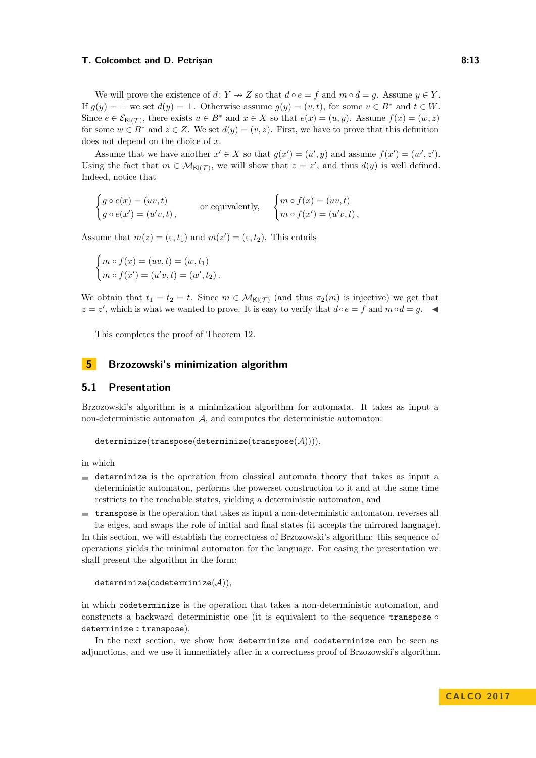We will prove the existence of $d\colon Y \nrightarrow Z$ so that $d \circ e = f$ and $m \circ d = g$. Assume $y \in Y$. If $g(y) = \bot$ we set $d(y) = \bot$. Otherwise assume $g(y) = (v, t)$, for some $v \in B^*$ and $t \in W$. Since $e \in \mathcal{E}_{\mathsf{Kl}(\mathcal{T})}$, there exists $u \in B^*$ and $x \in X$ so that $e(x) = (u, y)$. Assume $f(x) = (w, z)$ for some $w \in B^*$ and $z \in Z$. We set $d(y) = (v, z)$. First, we have to prove that this definition does not depend on the choice of $x$.

Assume that we have another $x' \in X$ so that $g(x') = (u', y)$ and assume $f(x') = (w', z')$. Using the fact that $m \in \mathcal{M}_{\mathsf{Kl}(\mathcal{T})}$, we will show that $z = z'$, and thus $d(y)$ is well defined. Indeed, notice that

$$
\begin{cases} g \circ e(x) = (uv, t) \\ g \circ e(x') = (u'v, t)\,, \end{cases} \qquad \text{or equivalently,} \qquad \begin{cases} m \circ f(x) = (uv, t) \\ m \circ f(x') = (u'v, t)\,, \end{cases}
$$

Assume that $m(z) = (\varepsilon, t_1)$ and $m(z') = (\varepsilon, t_2)$. This entails

$$
\begin{cases} m \circ f(x) = (uv, t) = (w, t_1) \\ m \circ f(x') = (u'v, t) = (w', t_2)\,. \end{cases}
$$

We obtain that $t_1 = t_2 = t$. Since $m \in \mathcal{M}_{\mathsf{Kl}(\mathcal{T})}$ (and thus $\pi_2(m)$ is injective) we get that $z = z'$, which is what we wanted to prove. It is easy to verify that $d \circ e = f$ and $m \circ d = g$. ◀

This completes the proof of Theorem 12.

# 5 Brzozowski's minimization algorithm

## 5.1 Presentation

Brzozowski's algorithm is a minimization algorithm for automata. It takes as input a non-deterministic automaton $\mathcal{A}$, and computes the deterministic automaton:

`determinize`(`transpose`(`determinize`(`transpose`($\mathcal{A}$)))),

in which

- `determinize` is the operation from classical automata theory that takes as input a deterministic automaton, performs the powerset construction to it and at the same time restricts to the reachable states, yielding a deterministic automaton, and
- `transpose` is the operation that takes as input a non-deterministic automaton, reverses all its edges, and swaps the role of initial and final states (it accepts the mirrored language).

In this section, we will establish the correctness of Brzozowski's algorithm: this sequence of operations yields the minimal automaton for the language. For easing the presentation we shall present the algorithm in the form:

`determinize`(`codeterminize`($\mathcal{A}$)),

in which `codeterminize` is the operation that takes a non-deterministic automaton, and constructs a backward deterministic one (it is equivalent to the sequence `transpose` $\circ$ `determinize` $\circ$ `transpose`).

In the next section, we show how `determinize` and `codeterminize` can be seen as adjunctions, and we use it immediately after in a correctness proof of Brzozowski's algorithm.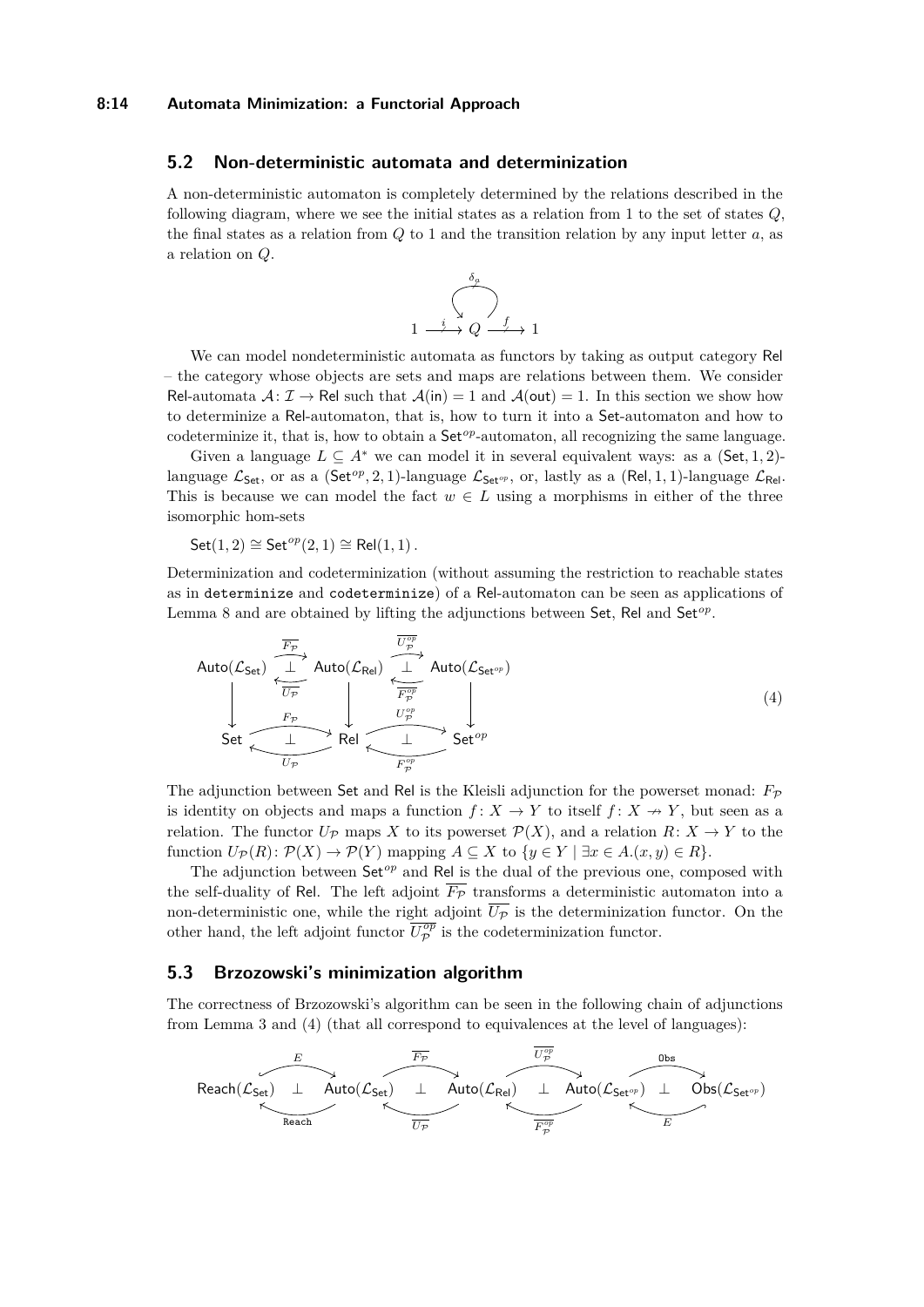## 5.2 Non-deterministic automata and determinization

A non-deterministic automaton is completely determined by the relations described in the following diagram, where we see the initial states as a relation from 1 to the set of states $Q$, the final states as a relation from $Q$ to 1 and the transition relation by any input letter $a$, as a relation on $Q$.

$$1 \xrightarrow{i} Q \xrightarrow{f} 1 \qquad \delta_a : Q \to Q$$

We can model nondeterministic automata as functors by taking as output category $\mathsf{Rel}$ – the category whose objects are sets and maps are relations between them. We consider $\mathsf{Rel}$-automata $\mathcal{A}\colon \mathcal{I} \to \mathsf{Rel}$ such that $\mathcal{A}(\mathsf{in}) = 1$ and $\mathcal{A}(\mathsf{out}) = 1$. In this section we show how to determinize a $\mathsf{Rel}$-automaton, that is, how to turn it into a $\mathsf{Set}$-automaton and how to codeterminize it, that is, how to obtain a $\mathsf{Set}^{op}$-automaton, all recognizing the same language.

Given a language $L \subseteq A^*$ we can model it in several equivalent ways: as a $(\mathsf{Set}, 1, 2)$-language $\mathcal{L}_{\mathsf{Set}}$, or as a $(\mathsf{Set}^{op}, 2, 1)$-language $\mathcal{L}_{\mathsf{Set}^{op}}$, or, lastly as a $(\mathsf{Rel}, 1, 1)$-language $\mathcal{L}_{\mathsf{Rel}}$. This is because we can model the fact $w \in L$ using a morphisms in either of the three isomorphic hom-sets

$$\mathsf{Set}(1, 2) \cong \mathsf{Set}^{op}(2, 1) \cong \mathsf{Rel}(1, 1)\,.$$

Determinization and codeterminization (without assuming the restriction to reachable states as in `determinize` and `codeterminize`) of a $\mathsf{Rel}$-automaton can be seen as applications of Lemma 8 and are obtained by lifting the adjunctions between $\mathsf{Set}$, $\mathsf{Rel}$ and $\mathsf{Set}^{op}$.

$$\begin{array}{ccccc}
\mathsf{Auto}(\mathcal{L}_{\mathsf{Set}}) & \underset{\overline{U_{\mathcal{P}}}}{\overset{\overline{F_{\mathcal{P}}}}{\rightleftarrows}}\ (\perp) & \mathsf{Auto}(\mathcal{L}_{\mathsf{Rel}}) & \underset{\overline{F_{\mathcal{P}}^{op}}}{\overset{\overline{U_{\mathcal{P}}^{op}}}{\rightleftarrows}}\ (\perp) & \mathsf{Auto}(\mathcal{L}_{\mathsf{Set}^{op}}) \\
\downarrow & & \downarrow & & \downarrow \\
\mathsf{Set} & \underset{U_{\mathcal{P}}}{\overset{F_{\mathcal{P}}}{\rightleftarrows}}\ (\perp) & \mathsf{Rel} & \underset{F_{\mathcal{P}}^{op}}{\overset{U_{\mathcal{P}}^{op}}{\rightleftarrows}}\ (\perp) & \mathsf{Set}^{op}
\end{array} \tag{4}$$

The adjunction between $\mathsf{Set}$ and $\mathsf{Rel}$ is the Kleisli adjunction for the powerset monad: $F_{\mathcal{P}}$ is identity on objects and maps a function $f\colon X \to Y$ to itself $f\colon X \nrightarrow Y$, but seen as a relation. The functor $U_{\mathcal{P}}$ maps $X$ to its powerset $\mathcal{P}(X)$, and a relation $R\colon X \to Y$ to the function $U_{\mathcal{P}}(R)\colon \mathcal{P}(X) \to \mathcal{P}(Y)$ mapping $A \subseteq X$ to $\{y \in Y \mid \exists x \in A.(x, y) \in R\}$.

The adjunction between $\mathsf{Set}^{op}$ and $\mathsf{Rel}$ is the dual of the previous one, composed with the self-duality of $\mathsf{Rel}$. The left adjoint $\overline{F_{\mathcal{P}}}$ transforms a deterministic automaton into a non-deterministic one, while the right adjoint $\overline{U_{\mathcal{P}}}$ is the determinization functor. On the other hand, the left adjoint functor $\overline{U_{\mathcal{P}}^{op}}$ is the codeterminization functor.

## 5.3 Brzozowski's minimization algorithm

The correctness of Brzozowski's algorithm can be seen in the following chain of adjunctions from Lemma 3 and (4) (that all correspond to equivalences at the level of languages):

$$\mathsf{Reach}(\mathcal{L}_{\mathsf{Set}}) \underset{\mathtt{Reach}}{\overset{E}{\rightleftarrows}} (\perp)\ \mathsf{Auto}(\mathcal{L}_{\mathsf{Set}}) \underset{\overline{U_{\mathcal{P}}}}{\overset{\overline{F_{\mathcal{P}}}}{\rightleftarrows}} (\perp)\ \mathsf{Auto}(\mathcal{L}_{\mathsf{Rel}}) \underset{\overline{F_{\mathcal{P}}^{op}}}{\overset{\overline{U_{\mathcal{P}}^{op}}}{\rightleftarrows}} (\perp)\ \mathsf{Auto}(\mathcal{L}_{\mathsf{Set}^{op}}) \underset{E}{\overset{\mathtt{Obs}}{\rightleftarrows}} (\perp)\ \mathsf{Obs}(\mathcal{L}_{\mathsf{Set}^{op}})$$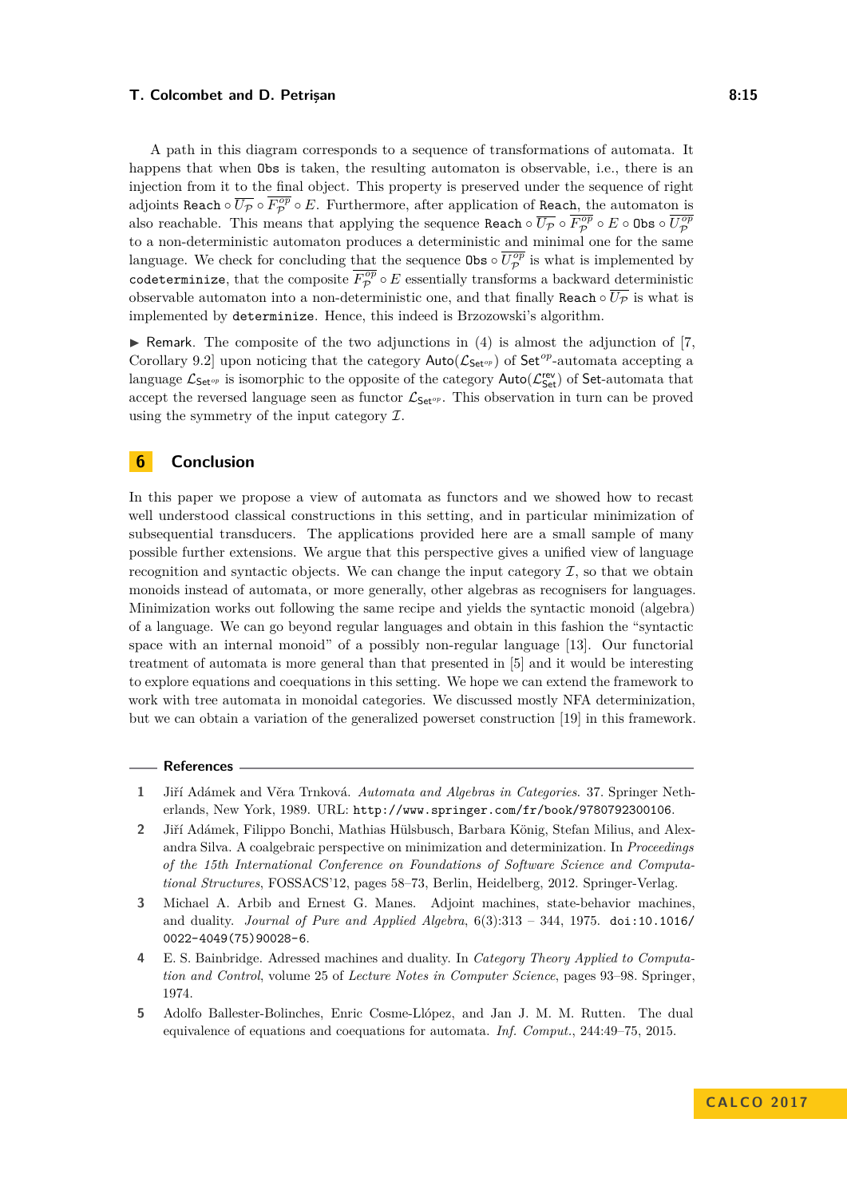A path in this diagram corresponds to a sequence of transformations of automata. It happens that when `Obs` is taken, the resulting automaton is observable, i.e., there is an injection from it to the final object. This property is preserved under the sequence of right adjoints $\mathtt{Reach} \circ \overline{U_{\mathcal{P}}} \circ \overline{F_{\mathcal{P}}^{op}} \circ E$. Furthermore, after application of `Reach`, the automaton is also reachable. This means that applying the sequence $\mathtt{Reach} \circ \overline{U_{\mathcal{P}}} \circ \overline{F_{\mathcal{P}}^{op}} \circ E \circ \mathtt{Obs} \circ \overline{U_{\mathcal{P}}^{op}}$ to a non-deterministic automaton produces a deterministic and minimal one for the same language. We check for concluding that the sequence $\mathtt{Obs} \circ \overline{U_{\mathcal{P}}^{op}}$ is what is implemented by `codeterminize`, that the composite $\overline{F_{\mathcal{P}}^{op}} \circ E$ essentially transforms a backward deterministic observable automaton into a non-deterministic one, and that finally $\mathtt{Reach} \circ \overline{U_{\mathcal{P}}}$ is what is implemented by `determinize`. Hence, this indeed is Brzozowski's algorithm.

▶ Remark. The composite of the two adjunctions in (4) is almost the adjunction of [7, Corollary 9.2] upon noticing that the category $\mathsf{Auto}(\mathcal{L}_{\mathsf{Set}^{op}})$ of $\mathsf{Set}^{op}$-automata accepting a language $\mathcal{L}_{\mathsf{Set}^{op}}$ is isomorphic to the opposite of the category $\mathsf{Auto}(\mathcal{L}^{\mathsf{rev}}_{\mathsf{Set}})$ of $\mathsf{Set}$-automata that accept the reversed language seen as functor $\mathcal{L}_{\mathsf{Set}^{op}}$. This observation in turn can be proved using the symmetry of the input category $\mathcal{I}$.

## 6 Conclusion

In this paper we propose a view of automata as functors and we showed how to recast well understood classical constructions in this setting, and in particular minimization of subsequential transducers. The applications provided here are a small sample of many possible further extensions. We argue that this perspective gives a unified view of language recognition and syntactic objects. We can change the input category $\mathcal{I}$, so that we obtain monoids instead of automata, or more generally, other algebras as recognisers for languages. Minimization works out following the same recipe and yields the syntactic monoid (algebra) of a language. We can go beyond regular languages and obtain in this fashion the "syntactic space with an internal monoid" of a possibly non-regular language [13]. Our functorial treatment of automata is more general than that presented in [5] and it would be interesting to explore equations and coequations in this setting. We hope we can extend the framework to work with tree automata in monoidal categories. We discussed mostly NFA determinization, but we can obtain a variation of the generalized powerset construction [19] in this framework.

### References

1. Jiří Adámek and Věra Trnková. *Automata and Algebras in Categories*. 37. Springer Netherlands, New York, 1989. URL: `http://www.springer.com/fr/book/9780792300106`.
2. Jiří Adámek, Filippo Bonchi, Mathias Hülsbusch, Barbara König, Stefan Milius, and Alexandra Silva. A coalgebraic perspective on minimization and determinization. In *Proceedings of the 15th International Conference on Foundations of Software Science and Computational Structures*, FOSSACS'12, pages 58–73, Berlin, Heidelberg, 2012. Springer-Verlag.
3. Michael A. Arbib and Ernest G. Manes. Adjoint machines, state-behavior machines, and duality. *Journal of Pure and Applied Algebra*, 6(3):313 – 344, 1975. `doi:10.1016/0022-4049(75)90028-6`.
4. E. S. Bainbridge. Adressed machines and duality. In *Category Theory Applied to Computation and Control*, volume 25 of *Lecture Notes in Computer Science*, pages 93–98. Springer, 1974.
5. Adolfo Ballester-Bolinches, Enric Cosme-Llópez, and Jan J. M. M. Rutten. The dual equivalence of equations and coequations for automata. *Inf. Comput.*, 244:49–75, 2015.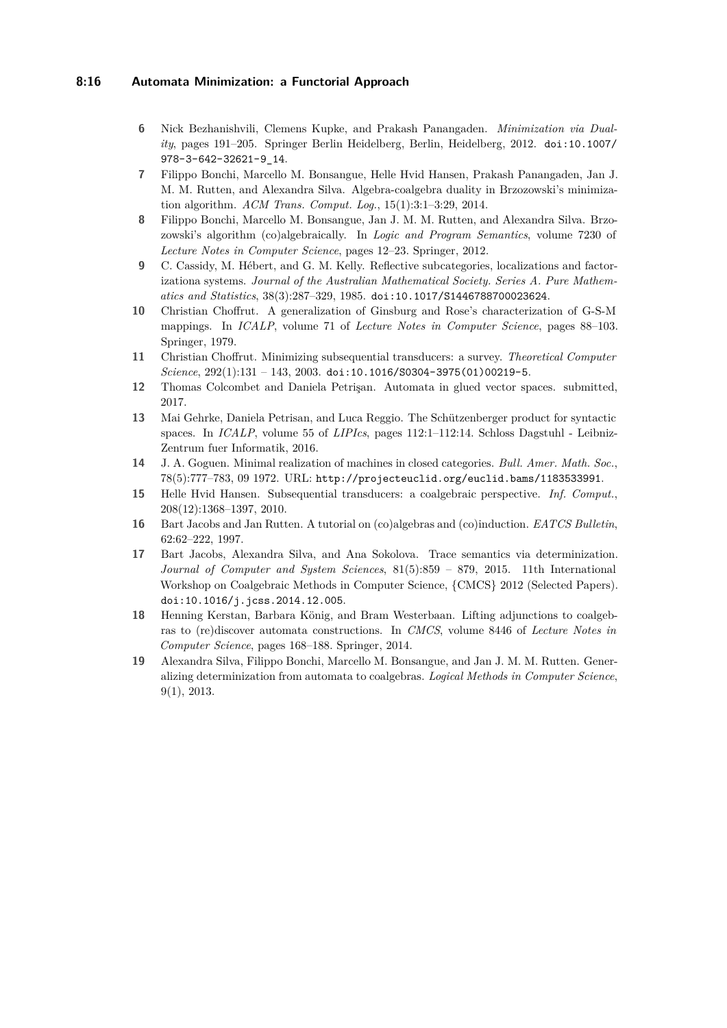6. Nick Bezhanishvili, Clemens Kupke, and Prakash Panangaden. *Minimization via Duality*, pages 191–205. Springer Berlin Heidelberg, Berlin, Heidelberg, 2012. doi:10.1007/978-3-642-32621-9_14.
7. Filippo Bonchi, Marcello M. Bonsangue, Helle Hvid Hansen, Prakash Panangaden, Jan J. M. M. Rutten, and Alexandra Silva. Algebra-coalgebra duality in Brzozowski's minimization algorithm. *ACM Trans. Comput. Log.*, 15(1):3:1–3:29, 2014.
8. Filippo Bonchi, Marcello M. Bonsangue, Jan J. M. M. Rutten, and Alexandra Silva. Brzozowski's algorithm (co)algebraically. In *Logic and Program Semantics*, volume 7230 of *Lecture Notes in Computer Science*, pages 12–23. Springer, 2012.
9. C. Cassidy, M. Hébert, and G. M. Kelly. Reflective subcategories, localizations and factorizationa systems. *Journal of the Australian Mathematical Society. Series A. Pure Mathematics and Statistics*, 38(3):287–329, 1985. doi:10.1017/S1446788700023624.
10. Christian Choffrut. A generalization of Ginsburg and Rose's characterization of G-S-M mappings. In *ICALP*, volume 71 of *Lecture Notes in Computer Science*, pages 88–103. Springer, 1979.
11. Christian Choffrut. Minimizing subsequential transducers: a survey. *Theoretical Computer Science*, 292(1):131 – 143, 2003. doi:10.1016/S0304-3975(01)00219-5.
12. Thomas Colcombet and Daniela Petrişan. Automata in glued vector spaces. submitted, 2017.
13. Mai Gehrke, Daniela Petrisan, and Luca Reggio. The Schützenberger product for syntactic spaces. In *ICALP*, volume 55 of *LIPIcs*, pages 112:1–112:14. Schloss Dagstuhl - Leibniz-Zentrum fuer Informatik, 2016.
14. J. A. Goguen. Minimal realization of machines in closed categories. *Bull. Amer. Math. Soc.*, 78(5):777–783, 09 1972. URL: http://projecteuclid.org/euclid.bams/1183533991.
15. Helle Hvid Hansen. Subsequential transducers: a coalgebraic perspective. *Inf. Comput.*, 208(12):1368–1397, 2010.
16. Bart Jacobs and Jan Rutten. A tutorial on (co)algebras and (co)induction. *EATCS Bulletin*, 62:62–222, 1997.
17. Bart Jacobs, Alexandra Silva, and Ana Sokolova. Trace semantics via determinization. *Journal of Computer and System Sciences*, 81(5):859 – 879, 2015. 11th International Workshop on Coalgebraic Methods in Computer Science, {CMCS} 2012 (Selected Papers). doi:10.1016/j.jcss.2014.12.005.
18. Henning Kerstan, Barbara König, and Bram Westerbaan. Lifting adjunctions to coalgebras to (re)discover automata constructions. In *CMCS*, volume 8446 of *Lecture Notes in Computer Science*, pages 168–188. Springer, 2014.
19. Alexandra Silva, Filippo Bonchi, Marcello M. Bonsangue, and Jan J. M. M. Rutten. Generalizing determinization from automata to coalgebras. *Logical Methods in Computer Science*, 9(1), 2013.